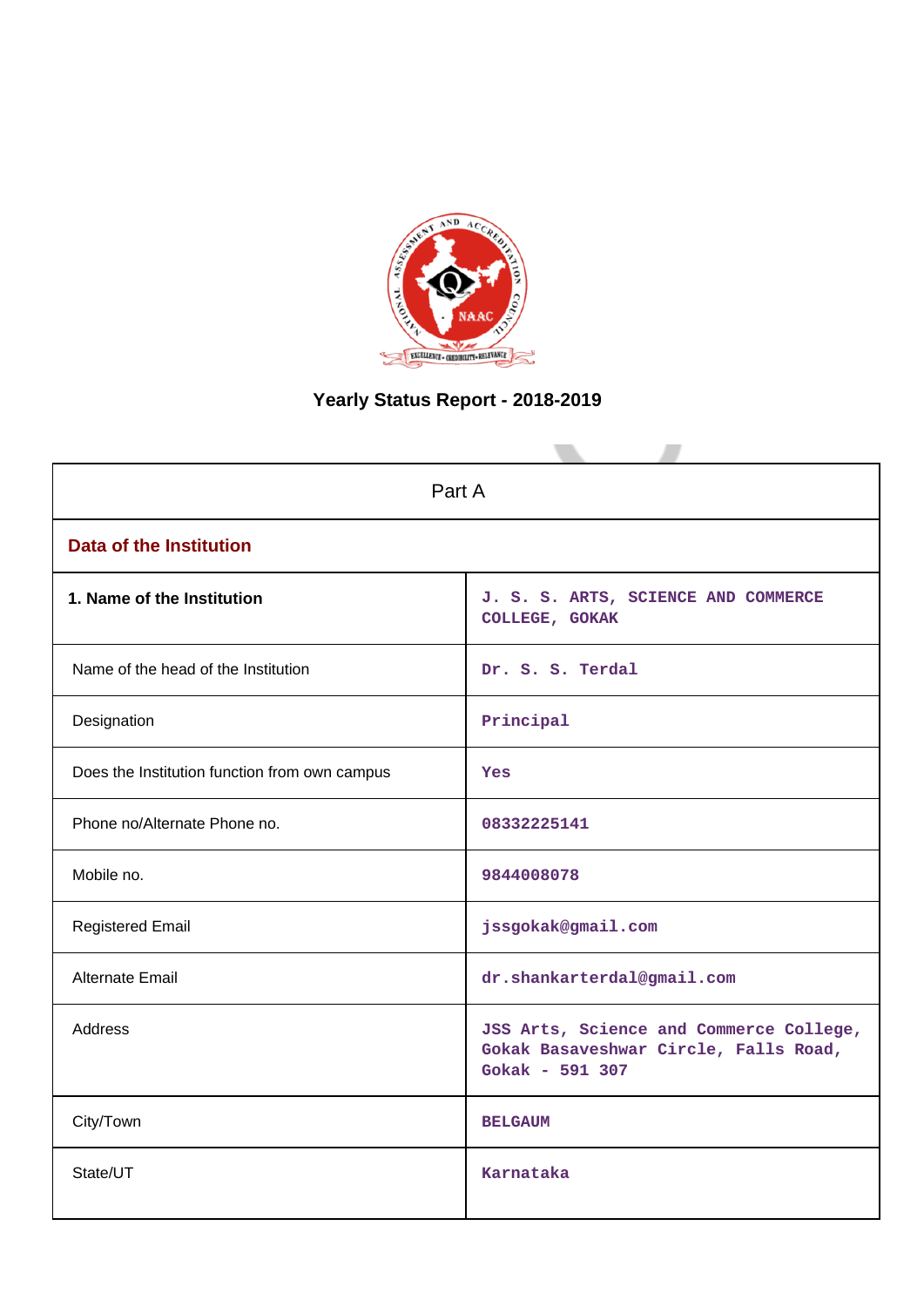# Yearly Status Report - 2018-2019

| Part A | |
|---|---|
| **Data of the Institution** | |
| **1. Name of the Institution** | J. S. S. ARTS, SCIENCE AND COMMERCE COLLEGE, GOKAK |
| Name of the head of the Institution | Dr. S. S. Terdal |
| Designation | Principal |
| Does the Institution function from own campus | Yes |
| Phone no/Alternate Phone no. | 08332225141 |
| Mobile no. | 9844008078 |
| Registered Email | jssgokak@gmail.com |
| Alternate Email | dr.shankarterdal@gmail.com |
| Address | JSS Arts, Science and Commerce College, Gokak Basaveshwar Circle, Falls Road, Gokak - 591 307 |
| City/Town | BELGAUM |
| State/UT | Karnataka |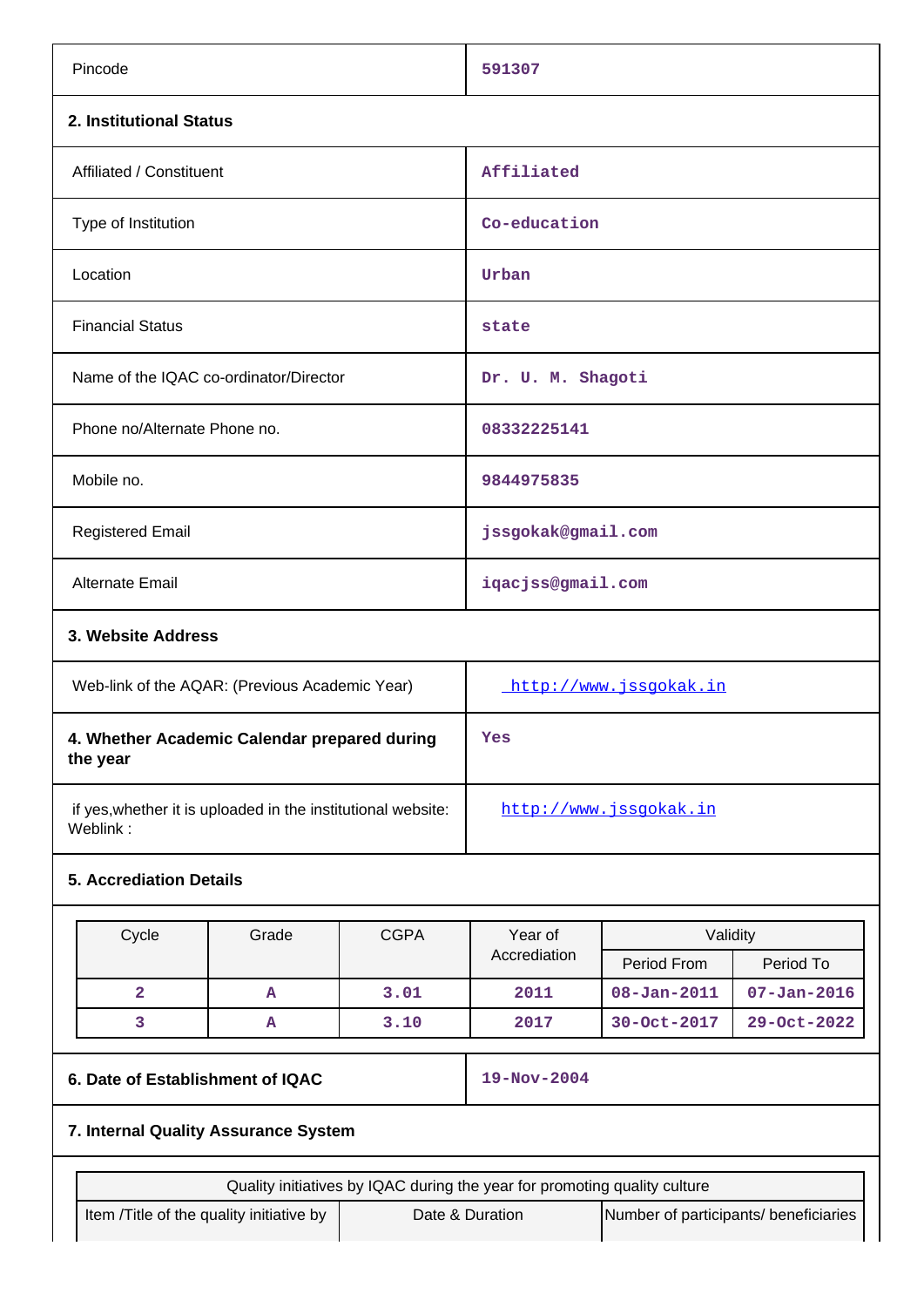| | |
|---|---|
| Pincode | 591307 |

**2. Institutional Status**

| | |
|---|---|
| Affiliated / Constituent | Affiliated |
| Type of Institution | Co-education |
| Location | Urban |
| Financial Status | state |
| Name of the IQAC co-ordinator/Director | Dr. U. M. Shagoti |
| Phone no/Alternate Phone no. | 08332225141 |
| Mobile no. | 9844975835 |
| Registered Email | jssgokak@gmail.com |
| Alternate Email | iqacjss@gmail.com |

**3. Website Address**

| | |
|---|---|
| Web-link of the AQAR: (Previous Academic Year) | http://www.jssgokak.in |
| **4. Whether Academic Calendar prepared during the year** | Yes |
| if yes,whether it is uploaded in the institutional website: Weblink : | http://www.jssgokak.in |

**5. Accrediation Details**

| Cycle | Grade | CGPA | Year of Accrediation | Validity | |
|---|---|---|---|---|---|
| | | | | Period From | Period To |
| 2 | A | 3.01 | 2011 | 08-Jan-2011 | 07-Jan-2016 |
| 3 | A | 3.10 | 2017 | 30-Oct-2017 | 29-Oct-2022 |

| | |
|---|---|
| **6. Date of Establishment of IQAC** | 19-Nov-2004 |

**7. Internal Quality Assurance System**

| Quality initiatives by IQAC during the year for promoting quality culture | | |
|---|---|---|
| Item /Title of the quality initiative by | Date & Duration | Number of participants/ beneficiaries |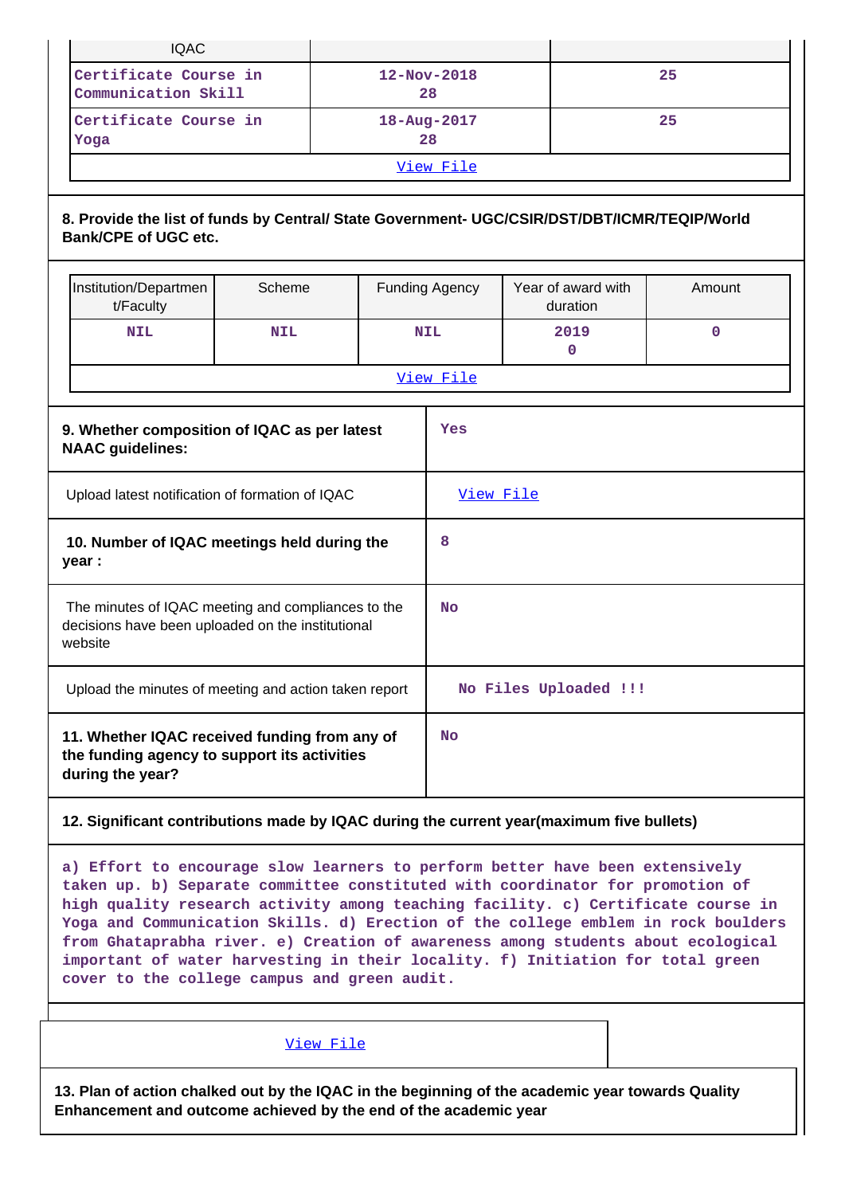| IQAC | | |
|---|---|---|
| Certificate Course in Communication Skill | 12-Nov-2018<br>28 | 25 |
| Certificate Course in Yoga | 18-Aug-2017<br>28 | 25 |
| View File | | |

**8. Provide the list of funds by Central/ State Government- UGC/CSIR/DST/DBT/ICMR/TEQIP/World Bank/CPE of UGC etc.**

| Institution/Department/Faculty | Scheme | Funding Agency | Year of award with duration | Amount |
|---|---|---|---|---|
| NIL | NIL | NIL | 2019<br>0 | 0 |
| View File | | | | |

| | |
|---|---|
| **9. Whether composition of IQAC as per latest NAAC guidelines:** | Yes |
| Upload latest notification of formation of IQAC | View File |
| **10. Number of IQAC meetings held during the year :** | 8 |
| The minutes of IQAC meeting and compliances to the decisions have been uploaded on the institutional website | No |
| Upload the minutes of meeting and action taken report | No Files Uploaded !!! |
| **11. Whether IQAC received funding from any of the funding agency to support its activities during the year?** | No |

**12. Significant contributions made by IQAC during the current year(maximum five bullets)**

a) Effort to encourage slow learners to perform better have been extensively taken up. b) Separate committee constituted with coordinator for promotion of high quality research activity among teaching facility. c) Certificate course in Yoga and Communication Skills. d) Erection of the college emblem in rock boulders from Ghataprabha river. e) Creation of awareness among students about ecological important of water harvesting in their locality. f) Initiation for total green cover to the college campus and green audit.

View File

**13. Plan of action chalked out by the IQAC in the beginning of the academic year towards Quality Enhancement and outcome achieved by the end of the academic year**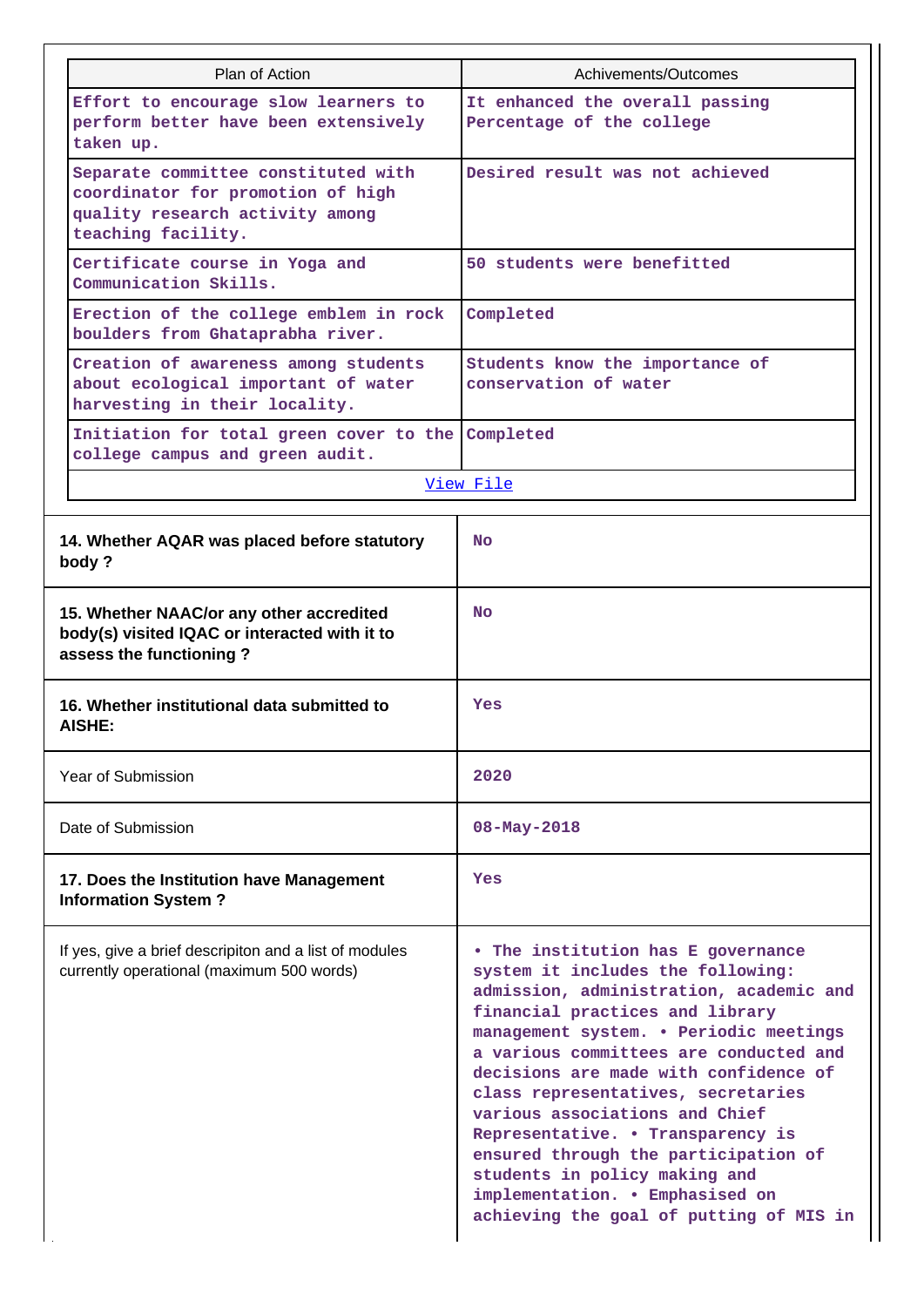| Plan of Action | Achivements/Outcomes |
|---|---|
| Effort to encourage slow learners to perform better have been extensively taken up. | It enhanced the overall passing Percentage of the college |
| Separate committee constituted with coordinator for promotion of high quality research activity among teaching facility. | Desired result was not achieved |
| Certificate course in Yoga and Communication Skills. | 50 students were benefitted |
| Erection of the college emblem in rock boulders from Ghataprabha river. | Completed |
| Creation of awareness among students about ecological important of water harvesting in their locality. | Students know the importance of conservation of water |
| Initiation for total green cover to the college campus and green audit. | Completed |
| View File | |

| | |
|---|---|
| **14. Whether AQAR was placed before statutory body ?** | No |
| **15. Whether NAAC/or any other accredited body(s) visited IQAC or interacted with it to assess the functioning ?** | No |
| **16. Whether institutional data submitted to AISHE:** | Yes |
| Year of Submission | 2020 |
| Date of Submission | 08-May-2018 |
| **17. Does the Institution have Management Information System ?** | Yes |
| If yes, give a brief descripiton and a list of modules currently operational (maximum 500 words) | • The institution has E governance system it includes the following: admission, administration, academic and financial practices and library management system. • Periodic meetings a various committees are conducted and decisions are made with confidence of class representatives, secretaries various associations and Chief Representative. • Transparency is ensured through the participation of students in policy making and implementation. • Emphasised on achieving the goal of putting of MIS in |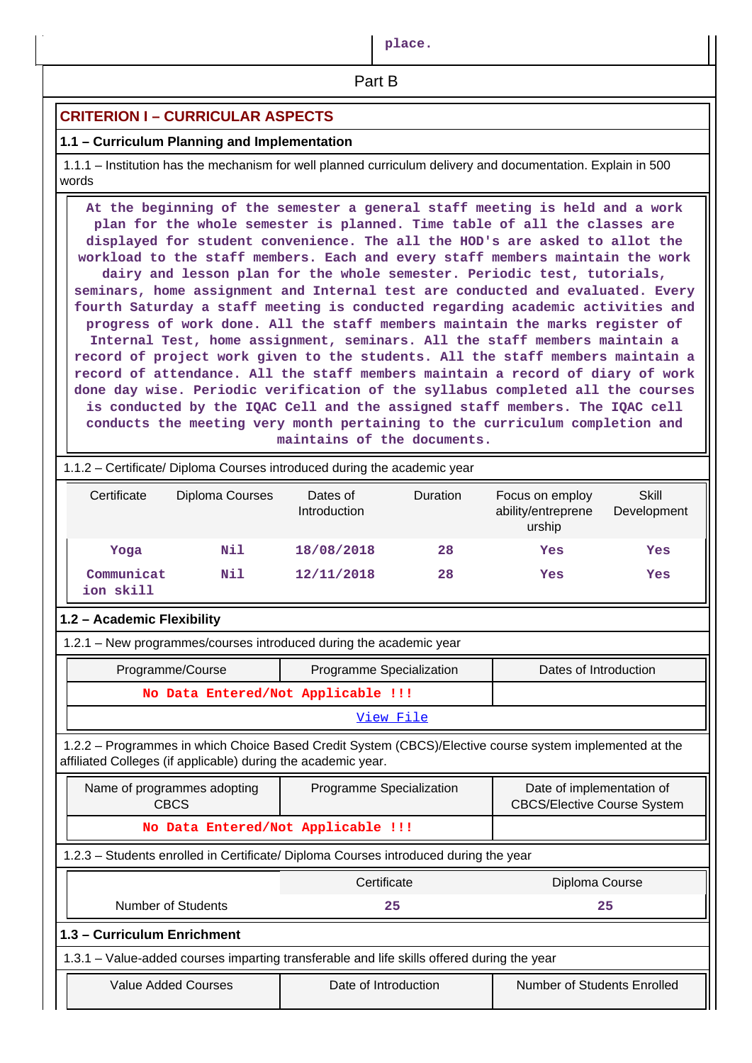place.

## Part B

### CRITERION I – CURRICULAR ASPECTS

#### 1.1 – Curriculum Planning and Implementation

1.1.1 – Institution has the mechanism for well planned curriculum delivery and documentation. Explain in 500 words

At the beginning of the semester a general staff meeting is held and a work plan for the whole semester is planned. Time table of all the classes are displayed for student convenience. The all the HOD's are asked to allot the workload to the staff members. Each and every staff members maintain the work dairy and lesson plan for the whole semester. Periodic test, tutorials, seminars, home assignment and Internal test are conducted and evaluated. Every fourth Saturday a staff meeting is conducted regarding academic activities and progress of work done. All the staff members maintain the marks register of Internal Test, home assignment, seminars. All the staff members maintain a record of project work given to the students. All the staff members maintain a record of attendance. All the staff members maintain a record of diary of work done day wise. Periodic verification of the syllabus completed all the courses is conducted by the IQAC Cell and the assigned staff members. The IQAC cell conducts the meeting very month pertaining to the curriculum completion and maintains of the documents.

1.1.2 – Certificate/ Diploma Courses introduced during the academic year

| Certificate | Diploma Courses | Dates of Introduction | Duration | Focus on employ ability/entreprene urship | Skill Development |
|---|---|---|---|---|---|
| Yoga | Nil | 18/08/2018 | 28 | Yes | Yes |
| Communicat ion skill | Nil | 12/11/2018 | 28 | Yes | Yes |

#### 1.2 – Academic Flexibility

1.2.1 – New programmes/courses introduced during the academic year

| Programme/Course | Programme Specialization | Dates of Introduction |
|---|---|---|
| No Data Entered/Not Applicable !!! | | |
| View File | | |

1.2.2 – Programmes in which Choice Based Credit System (CBCS)/Elective course system implemented at the affiliated Colleges (if applicable) during the academic year.

| Name of programmes adopting CBCS | Programme Specialization | Date of implementation of CBCS/Elective Course System |
|---|---|---|
| No Data Entered/Not Applicable !!! | | |

1.2.3 – Students enrolled in Certificate/ Diploma Courses introduced during the year

| | Certificate | Diploma Course |
|---|---|---|
| Number of Students | 25 | 25 |

#### 1.3 – Curriculum Enrichment

1.3.1 – Value-added courses imparting transferable and life skills offered during the year

| Value Added Courses | Date of Introduction | Number of Students Enrolled |
|---|---|---|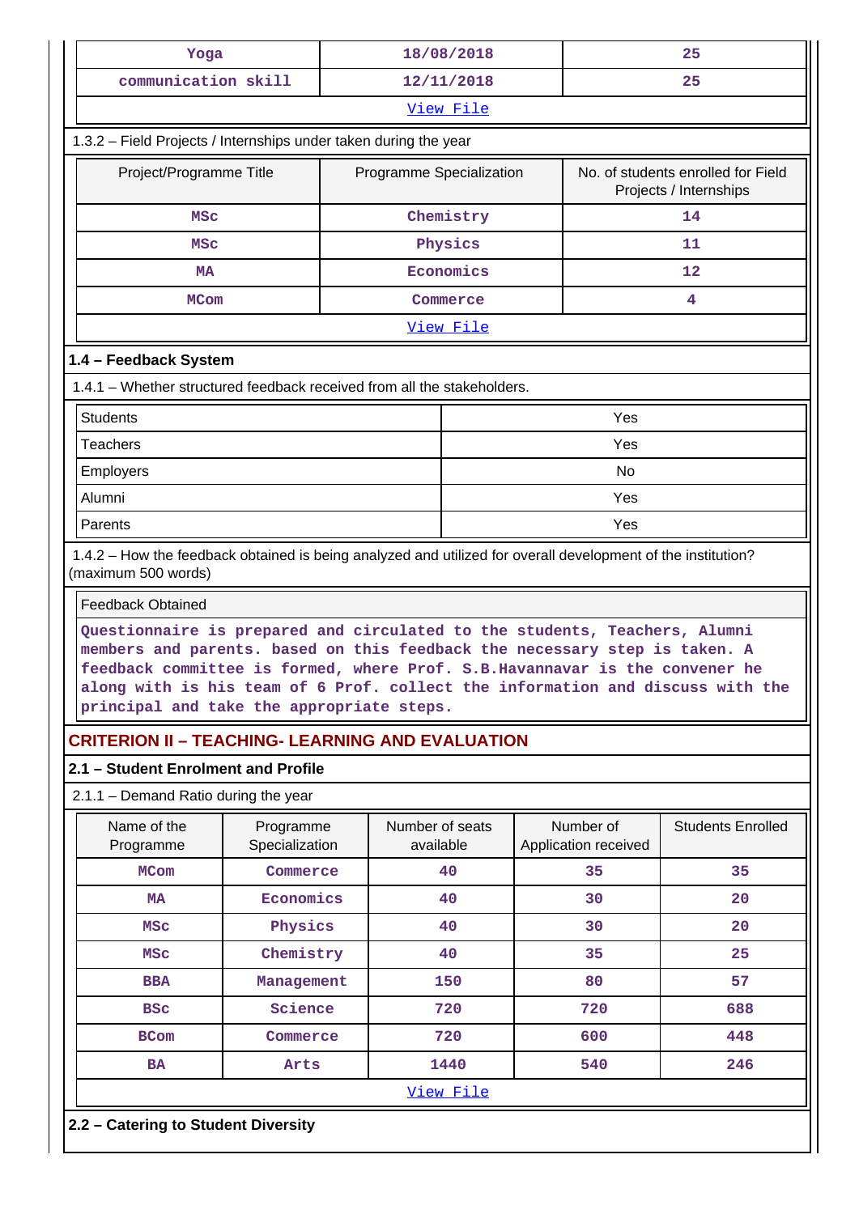| Yoga | 18/08/2018 | 25 |
|---|---|---|
| communication skill | 12/11/2018 | 25 |
| View File | | |

1.3.2 – Field Projects / Internships under taken during the year

| Project/Programme Title | Programme Specialization | No. of students enrolled for Field Projects / Internships |
|---|---|---|
| MSc | Chemistry | 14 |
| MSc | Physics | 11 |
| MA | Economics | 12 |
| MCom | Commerce | 4 |
| View File | | |

### 1.4 – Feedback System

1.4.1 – Whether structured feedback received from all the stakeholders.

| Stakeholder | Feedback received |
|---|---|
| Students | Yes |
| Teachers | Yes |
| Employers | No |
| Alumni | Yes |
| Parents | Yes |

1.4.2 – How the feedback obtained is being analyzed and utilized for overall development of the institution? (maximum 500 words)

Feedback Obtained

Questionnaire is prepared and circulated to the students, Teachers, Alumni members and parents. based on this feedback the necessary step is taken. A feedback committee is formed, where Prof. S.B.Havannavar is the convener he along with is his team of 6 Prof. collect the information and discuss with the principal and take the appropriate steps.

## CRITERION II – TEACHING- LEARNING AND EVALUATION

### 2.1 – Student Enrolment and Profile

2.1.1 – Demand Ratio during the year

| Name of the Programme | Programme Specialization | Number of seats available | Number of Application received | Students Enrolled |
|---|---|---|---|---|
| MCom | Commerce | 40 | 35 | 35 |
| MA | Economics | 40 | 30 | 20 |
| MSc | Physics | 40 | 30 | 20 |
| MSc | Chemistry | 40 | 35 | 25 |
| BBA | Management | 150 | 80 | 57 |
| BSc | Science | 720 | 720 | 688 |
| BCom | Commerce | 720 | 600 | 448 |
| BA | Arts | 1440 | 540 | 246 |
| View File | | | | |

### 2.2 – Catering to Student Diversity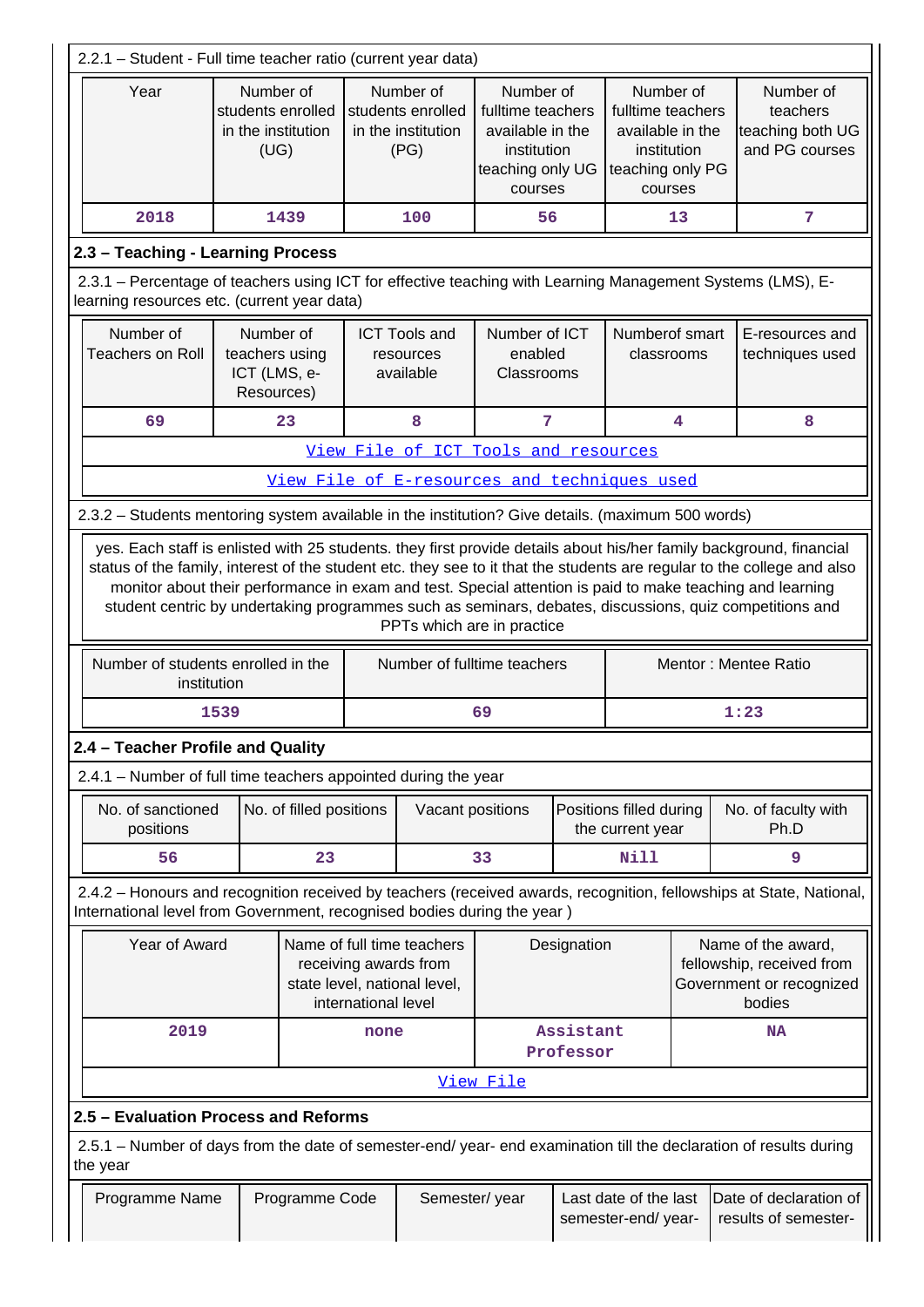2.2.1 – Student - Full time teacher ratio (current year data)

| Year | Number of students enrolled in the institution (UG) | Number of students enrolled in the institution (PG) | Number of fulltime teachers available in the institution teaching only UG courses | Number of fulltime teachers available in the institution teaching only PG courses | Number of teachers teaching both UG and PG courses |
|---|---|---|---|---|---|
| 2018 | 1439 | 100 | 56 | 13 | 7 |

### 2.3 – Teaching - Learning Process

2.3.1 – Percentage of teachers using ICT for effective teaching with Learning Management Systems (LMS), E-learning resources etc. (current year data)

| Number of Teachers on Roll | Number of teachers using ICT (LMS, e-Resources) | ICT Tools and resources available | Number of ICT enabled Classrooms | Numberof smart classrooms | E-resources and techniques used |
|---|---|---|---|---|---|
| 69 | 23 | 8 | 7 | 4 | 8 |

View File of ICT Tools and resources

View File of E-resources and techniques used

2.3.2 – Students mentoring system available in the institution? Give details. (maximum 500 words)

yes. Each staff is enlisted with 25 students. they first provide details about his/her family background, financial status of the family, interest of the student etc. they see to it that the students are regular to the college and also monitor about their performance in exam and test. Special attention is paid to make teaching and learning student centric by undertaking programmes such as seminars, debates, discussions, quiz competitions and PPTs which are in practice

| Number of students enrolled in the institution | Number of fulltime teachers | Mentor : Mentee Ratio |
|---|---|---|
| 1539 | 69 | 1:23 |

### 2.4 – Teacher Profile and Quality

2.4.1 – Number of full time teachers appointed during the year

| No. of sanctioned positions | No. of filled positions | Vacant positions | Positions filled during the current year | No. of faculty with Ph.D |
|---|---|---|---|---|
| 56 | 23 | 33 | Nill | 9 |

2.4.2 – Honours and recognition received by teachers (received awards, recognition, fellowships at State, National, International level from Government, recognised bodies during the year )

| Year of Award | Name of full time teachers receiving awards from state level, national level, international level | Designation | Name of the award, fellowship, received from Government or recognized bodies |
|---|---|---|---|
| 2019 | none | Assistant Professor | NA |

View File

### 2.5 – Evaluation Process and Reforms

2.5.1 – Number of days from the date of semester-end/ year- end examination till the declaration of results during the year

| Programme Name | Programme Code | Semester/ year | Last date of the last semester-end/ year- | Date of declaration of results of semester- |
|---|---|---|---|---|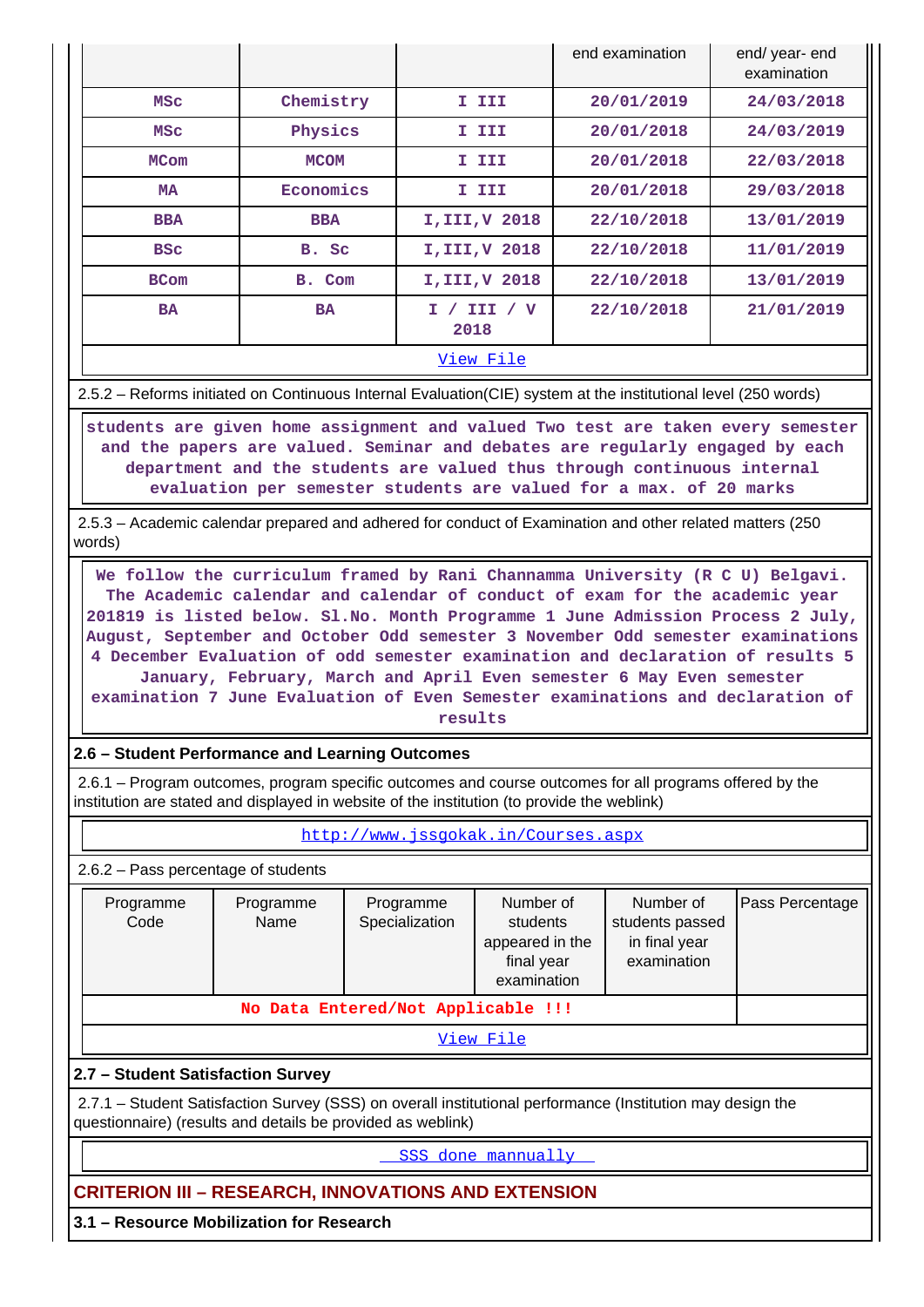| | | | end examination | end/ year- end examination |
|---|---|---|---|---|
| MSc | Chemistry | I III | 20/01/2019 | 24/03/2018 |
| MSc | Physics | I III | 20/01/2018 | 24/03/2019 |
| MCom | MCOM | I III | 20/01/2018 | 22/03/2018 |
| MA | Economics | I III | 20/01/2018 | 29/03/2018 |
| BBA | BBA | I,III,V 2018 | 22/10/2018 | 13/01/2019 |
| BSc | B. Sc | I,III,V 2018 | 22/10/2018 | 11/01/2019 |
| BCom | B. Com | I,III,V 2018 | 22/10/2018 | 13/01/2019 |
| BA | BA | I / III / V 2018 | 22/10/2018 | 21/01/2019 |

View File

2.5.2 – Reforms initiated on Continuous Internal Evaluation(CIE) system at the institutional level (250 words)

students are given home assignment and valued Two test are taken every semester and the papers are valued. Seminar and debates are regularly engaged by each department and the students are valued thus through continuous internal evaluation per semester students are valued for a max. of 20 marks

2.5.3 – Academic calendar prepared and adhered for conduct of Examination and other related matters (250 words)

We follow the curriculum framed by Rani Channamma University (R C U) Belgavi. The Academic calendar and calendar of conduct of exam for the academic year 201819 is listed below. Sl.No. Month Programme 1 June Admission Process 2 July, August, September and October Odd semester 3 November Odd semester examinations 4 December Evaluation of odd semester examination and declaration of results 5 January, February, March and April Even semester 6 May Even semester examination 7 June Evaluation of Even Semester examinations and declaration of results

## 2.6 – Student Performance and Learning Outcomes

2.6.1 – Program outcomes, program specific outcomes and course outcomes for all programs offered by the institution are stated and displayed in website of the institution (to provide the weblink)

http://www.jssgokak.in/Courses.aspx

2.6.2 – Pass percentage of students

| Programme Code | Programme Name | Programme Specialization | Number of students appeared in the final year examination | Number of students passed in final year examination | Pass Percentage |
|---|---|---|---|---|---|
| No Data Entered/Not Applicable !!! | | | | | |

View File

## 2.7 – Student Satisfaction Survey

2.7.1 – Student Satisfaction Survey (SSS) on overall institutional performance (Institution may design the questionnaire) (results and details be provided as weblink)

SSS done manually

# CRITERION III – RESEARCH, INNOVATIONS AND EXTENSION

## 3.1 – Resource Mobilization for Research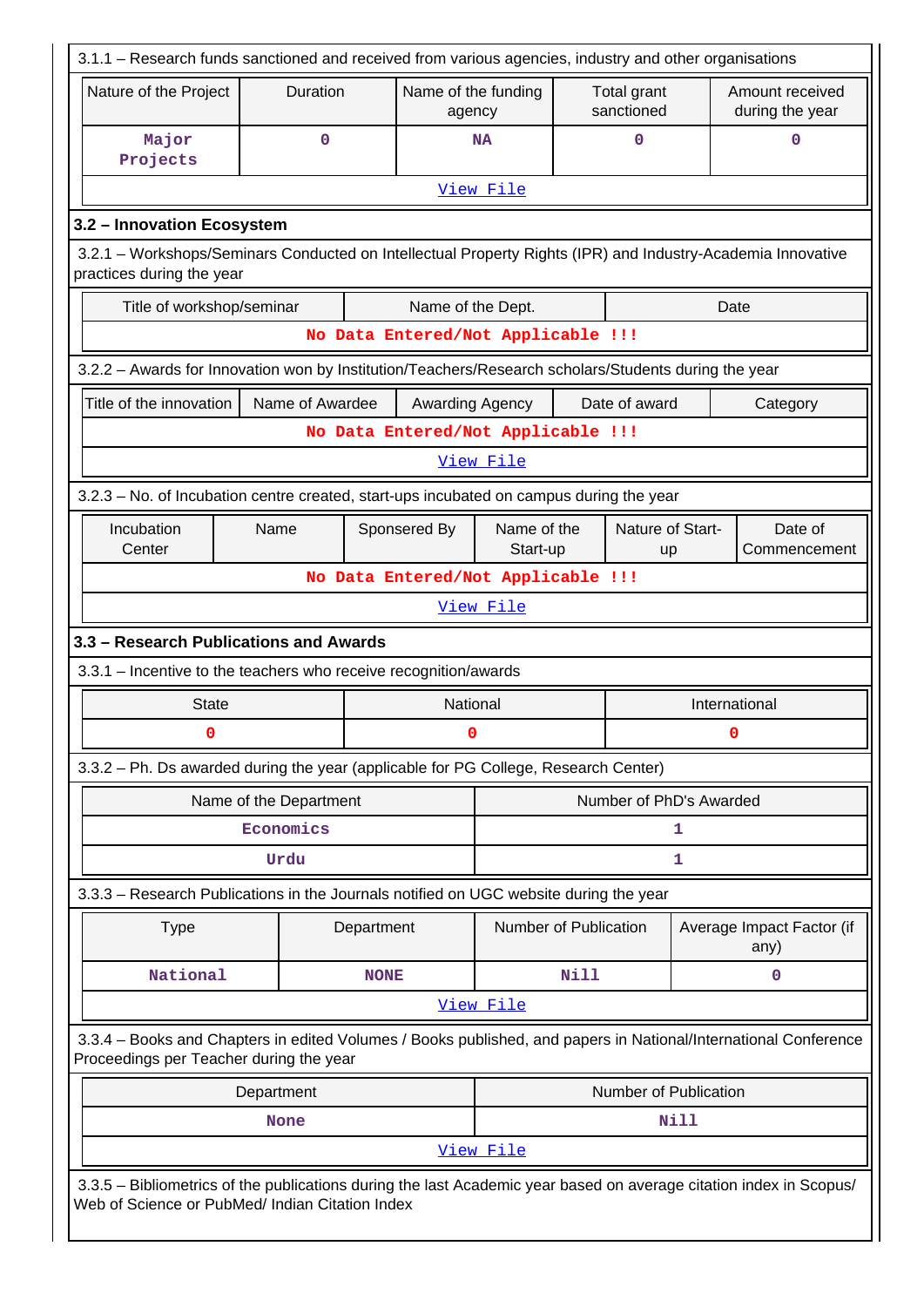3.1.1 – Research funds sanctioned and received from various agencies, industry and other organisations

| Nature of the Project | Duration | Name of the funding agency | Total grant sanctioned | Amount received during the year |
|---|---|---|---|---|
| Major Projects | 0 | NA | 0 | 0 |

View File

## 3.2 – Innovation Ecosystem

3.2.1 – Workshops/Seminars Conducted on Intellectual Property Rights (IPR) and Industry-Academia Innovative practices during the year

| Title of workshop/seminar | Name of the Dept. | Date |
|---|---|---|
| No Data Entered/Not Applicable !!! | | |

3.2.2 – Awards for Innovation won by Institution/Teachers/Research scholars/Students during the year

| Title of the innovation | Name of Awardee | Awarding Agency | Date of award | Category |
|---|---|---|---|---|
| No Data Entered/Not Applicable !!! | | | | |

View File

3.2.3 – No. of Incubation centre created, start-ups incubated on campus during the year

| Incubation Center | Name | Sponsered By | Name of the Start-up | Nature of Start-up | Date of Commencement |
|---|---|---|---|---|---|
| No Data Entered/Not Applicable !!! | | | | | |

View File

## 3.3 – Research Publications and Awards

3.3.1 – Incentive to the teachers who receive recognition/awards

| State | National | International |
|---|---|---|
| 0 | 0 | 0 |

3.3.2 – Ph. Ds awarded during the year (applicable for PG College, Research Center)

| Name of the Department | Number of PhD's Awarded |
|---|---|
| Economics | 1 |
| Urdu | 1 |

3.3.3 – Research Publications in the Journals notified on UGC website during the year

| Type | Department | Number of Publication | Average Impact Factor (if any) |
|---|---|---|---|
| National | NONE | Nill | 0 |

View File

3.3.4 – Books and Chapters in edited Volumes / Books published, and papers in National/International Conference Proceedings per Teacher during the year

| Department | Number of Publication |
|---|---|
| None | Nill |

View File

3.3.5 – Bibliometrics of the publications during the last Academic year based on average citation index in Scopus/ Web of Science or PubMed/ Indian Citation Index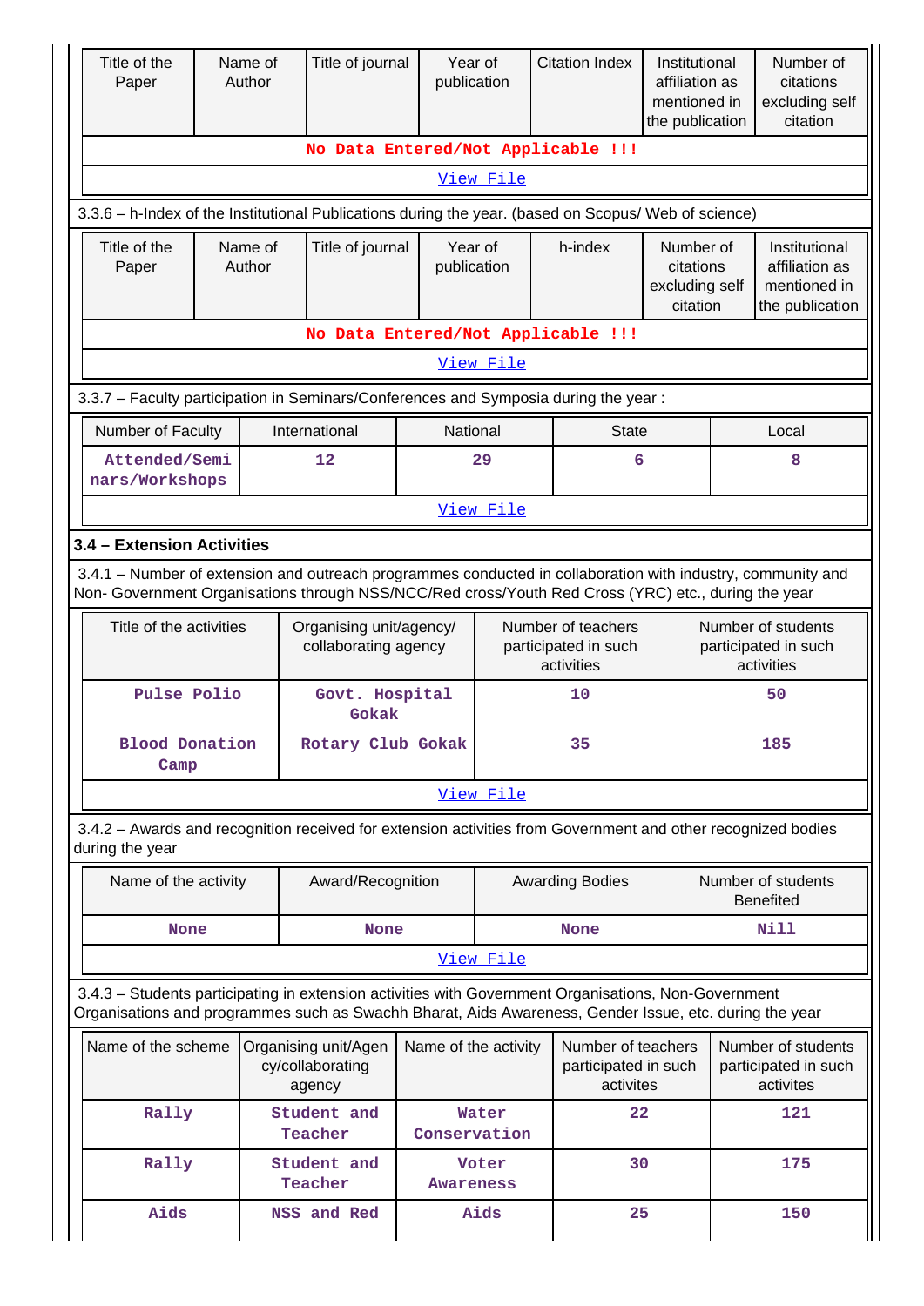| Title of the Paper | Name of Author | Title of journal | Year of publication | Citation Index | Institutional affiliation as mentioned in the publication | Number of citations excluding self citation |
|---|---|---|---|---|---|---|
| **No Data Entered/Not Applicable !!!** | | | | | | |
| View File | | | | | | |

3.3.6 – h-Index of the Institutional Publications during the year. (based on Scopus/ Web of science)

| Title of the Paper | Name of Author | Title of journal | Year of publication | h-index | Number of citations excluding self citation | Institutional affiliation as mentioned in the publication |
|---|---|---|---|---|---|---|
| **No Data Entered/Not Applicable !!!** | | | | | | |
| View File | | | | | | |

3.3.7 – Faculty participation in Seminars/Conferences and Symposia during the year :

| Number of Faculty | International | National | State | Local |
|---|---|---|---|---|
| **Attended/Seminars/Workshops** | **12** | **29** | **6** | **8** |
| View File | | | | |

### 3.4 – Extension Activities

3.4.1 – Number of extension and outreach programmes conducted in collaboration with industry, community and Non- Government Organisations through NSS/NCC/Red cross/Youth Red Cross (YRC) etc., during the year

| Title of the activities | Organising unit/agency/ collaborating agency | Number of teachers participated in such activities | Number of students participated in such activities |
|---|---|---|---|
| **Pulse Polio** | **Govt. Hospital Gokak** | **10** | **50** |
| **Blood Donation Camp** | **Rotary Club Gokak** | **35** | **185** |
| View File | | | |

3.4.2 – Awards and recognition received for extension activities from Government and other recognized bodies during the year

| Name of the activity | Award/Recognition | Awarding Bodies | Number of students Benefited |
|---|---|---|---|
| **None** | **None** | **None** | **Nill** |
| View File | | | |

3.4.3 – Students participating in extension activities with Government Organisations, Non-Government Organisations and programmes such as Swachh Bharat, Aids Awareness, Gender Issue, etc. during the year

| Name of the scheme | Organising unit/Agency/collaborating agency | Name of the activity | Number of teachers participated in such activites | Number of students participated in such activites |
|---|---|---|---|---|
| **Rally** | **Student and Teacher** | **Water Conservation** | **22** | **121** |
| **Rally** | **Student and Teacher** | **Voter Awareness** | **30** | **175** |
| **Aids** | **NSS and Red** | **Aids** | **25** | **150** |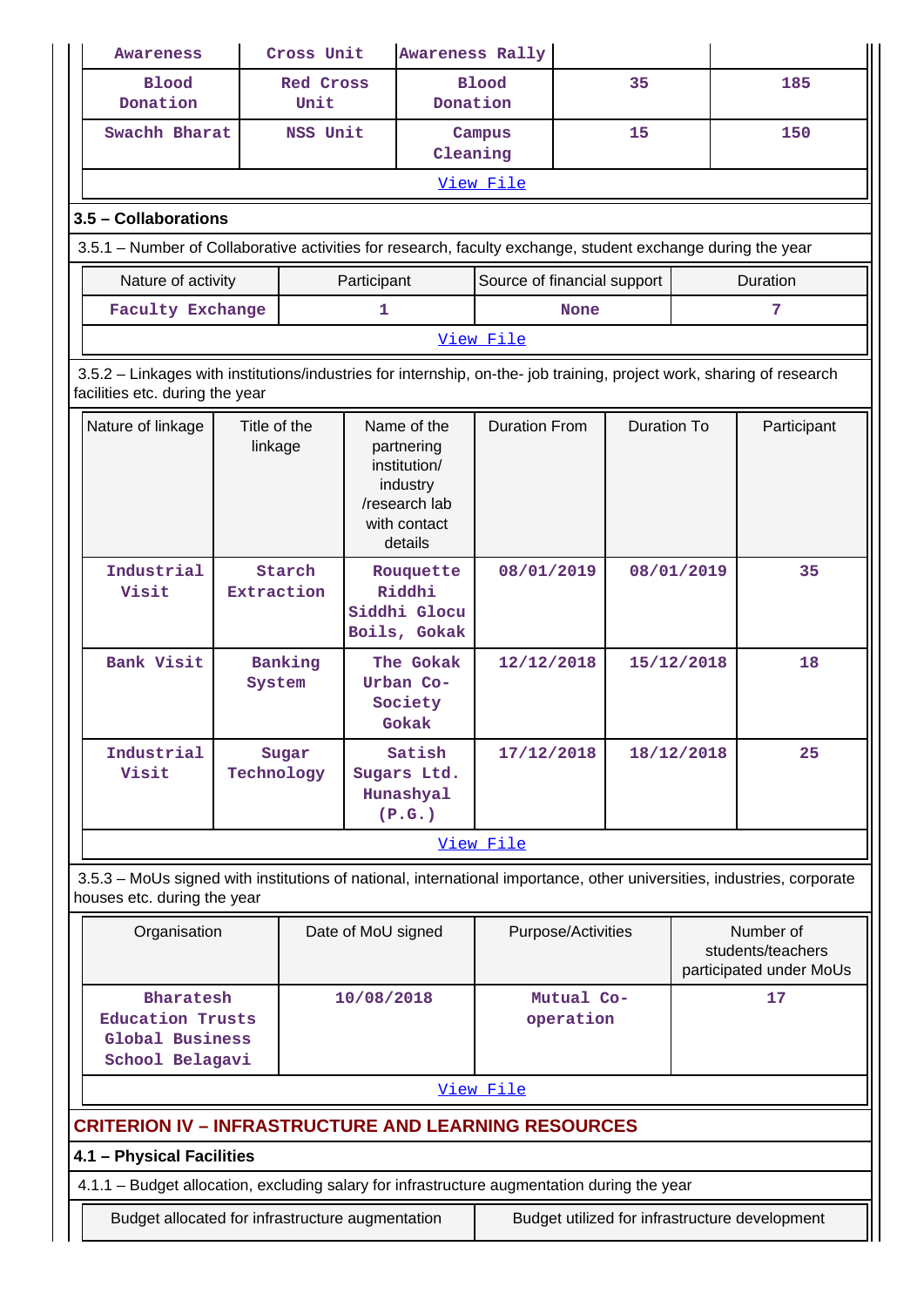| Awareness | Cross Unit | Awareness Rally | | |
|---|---|---|---|---|
| Blood Donation | Red Cross Unit | Blood Donation | 35 | 185 |
| Swachh Bharat | NSS Unit | Campus Cleaning | 15 | 150 |

View File

### 3.5 – Collaborations

3.5.1 – Number of Collaborative activities for research, faculty exchange, student exchange during the year

| Nature of activity | Participant | Source of financial support | Duration |
|---|---|---|---|
| Faculty Exchange | 1 | None | 7 |

View File

3.5.2 – Linkages with institutions/industries for internship, on-the- job training, project work, sharing of research facilities etc. during the year

| Nature of linkage | Title of the linkage | Name of the partnering institution/ industry /research lab with contact details | Duration From | Duration To | Participant |
|---|---|---|---|---|---|
| Industrial Visit | Starch Extraction | Rouquette Riddhi Siddhi Glocu Boils, Gokak | 08/01/2019 | 08/01/2019 | 35 |
| Bank Visit | Banking System | The Gokak Urban Co-Society Gokak | 12/12/2018 | 15/12/2018 | 18 |
| Industrial Visit | Sugar Technology | Satish Sugars Ltd. Hunashyal (P.G.) | 17/12/2018 | 18/12/2018 | 25 |

View File

3.5.3 – MoUs signed with institutions of national, international importance, other universities, industries, corporate houses etc. during the year

| Organisation | Date of MoU signed | Purpose/Activities | Number of students/teachers participated under MoUs |
|---|---|---|---|
| Bharatesh Education Trusts Global Business School Belagavi | 10/08/2018 | Mutual Co-operation | 17 |

View File

## CRITERION IV – INFRASTRUCTURE AND LEARNING RESOURCES

### 4.1 – Physical Facilities

4.1.1 – Budget allocation, excluding salary for infrastructure augmentation during the year

| Budget allocated for infrastructure augmentation | Budget utilized for infrastructure development |
|---|---|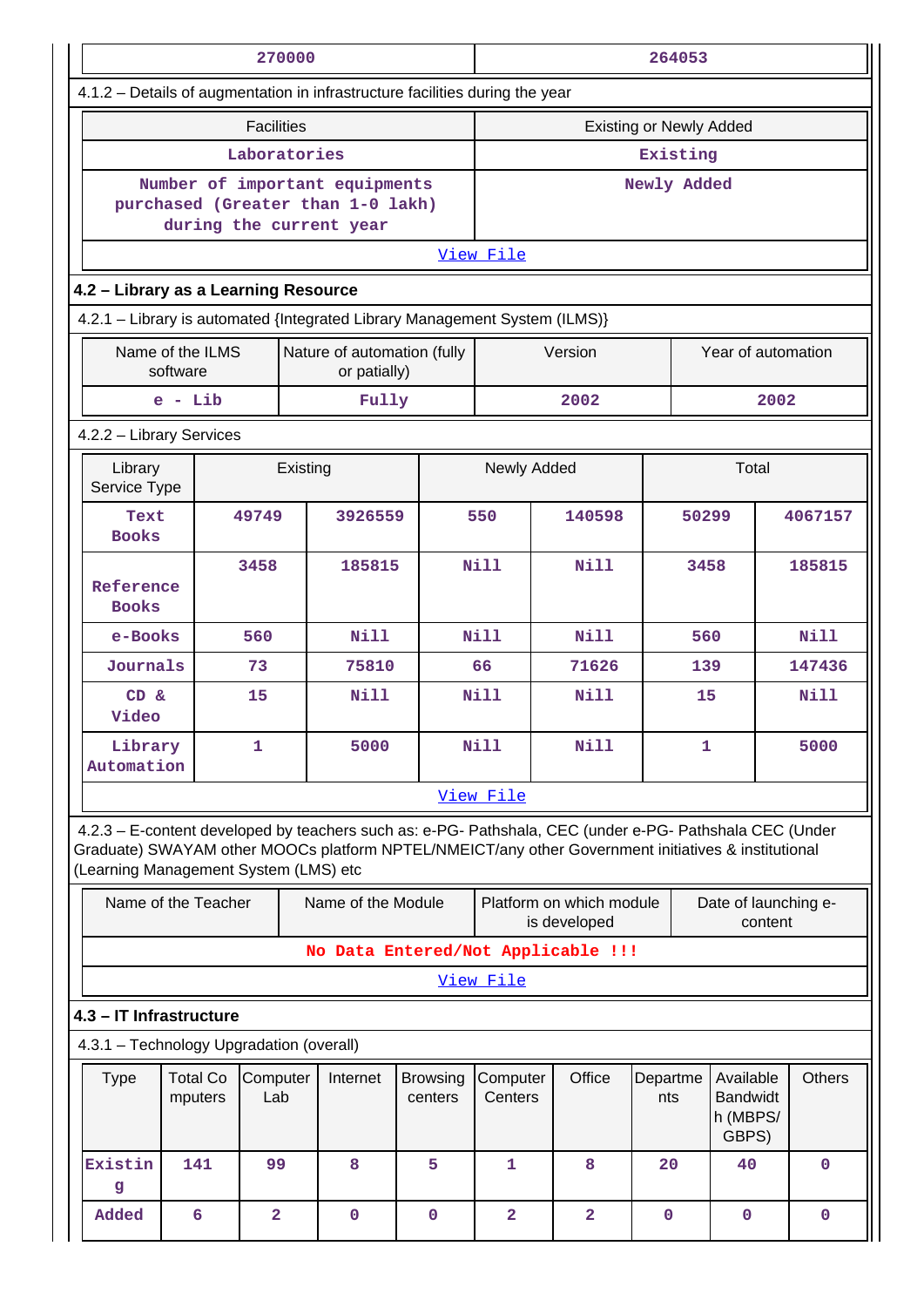| 270000 | 264053 |
|---|---|

4.1.2 – Details of augmentation in infrastructure facilities during the year

| Facilities | Existing or Newly Added |
|---|---|
| Laboratories | Existing |
| Number of important equipments purchased (Greater than 1-0 lakh) during the current year | Newly Added |

View File

## 4.2 – Library as a Learning Resource

4.2.1 – Library is automated {Integrated Library Management System (ILMS)}

| Name of the ILMS software | Nature of automation (fully or patially) | Version | Year of automation |
|---|---|---|---|
| e - Lib | Fully | 2002 | 2002 |

4.2.2 – Library Services

| Library Service Type | Existing | | Newly Added | | Total | |
|---|---|---|---|---|---|---|
| Text Books | 49749 | 3926559 | 550 | 140598 | 50299 | 4067157 |
| Reference Books | 3458 | 185815 | Nill | Nill | 3458 | 185815 |
| e-Books | 560 | Nill | Nill | Nill | 560 | Nill |
| Journals | 73 | 75810 | 66 | 71626 | 139 | 147436 |
| CD & Video | 15 | Nill | Nill | Nill | 15 | Nill |
| Library Automation | 1 | 5000 | Nill | Nill | 1 | 5000 |

View File

4.2.3 – E-content developed by teachers such as: e-PG- Pathshala, CEC (under e-PG- Pathshala CEC (Under Graduate) SWAYAM other MOOCs platform NPTEL/NMEICT/any other Government initiatives & institutional (Learning Management System (LMS) etc

| Name of the Teacher | Name of the Module | Platform on which module is developed | Date of launching e-content |
|---|---|---|---|
| No Data Entered/Not Applicable !!! | | | |

View File

## 4.3 – IT Infrastructure

4.3.1 – Technology Upgradation (overall)

| Type | Total Computers | Computer Lab | Internet | Browsing centers | Computer Centers | Office | Departments | Available Bandwidth (MBPS/ GBPS) | Others |
|---|---|---|---|---|---|---|---|---|---|
| Existing | 141 | 99 | 8 | 5 | 1 | 8 | 20 | 40 | 0 |
| Added | 6 | 2 | 0 | 0 | 2 | 2 | 0 | 0 | 0 |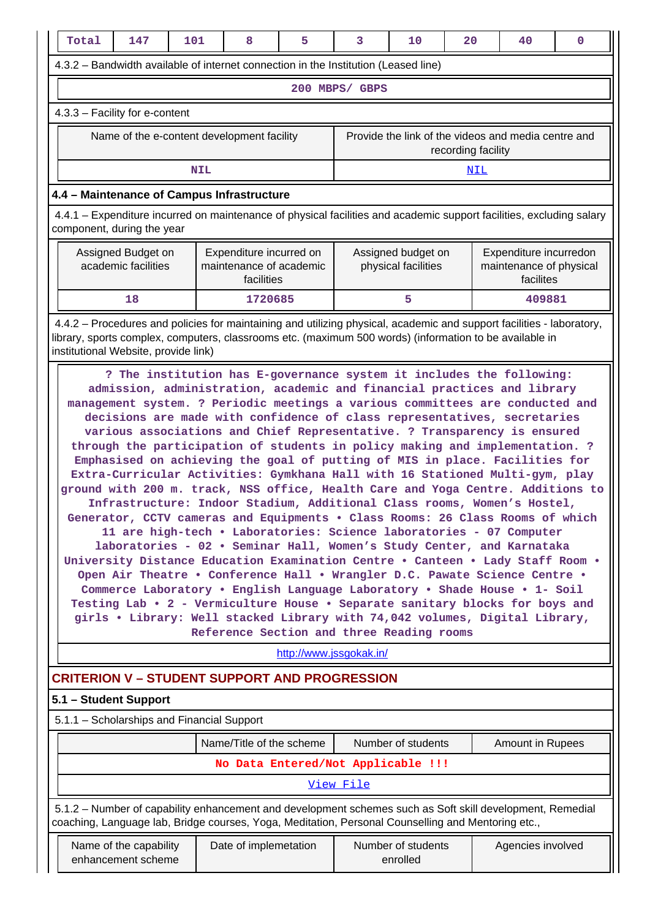| Total | 147 | 101 | 8 | 5 | 3 | 10 | 20 | 40 | 0 |
|---|---|---|---|---|---|---|---|---|---|

4.3.2 – Bandwidth available of internet connection in the Institution (Leased line)

200 MBPS/ GBPS

4.3.3 – Facility for e-content

| Name of the e-content development facility | Provide the link of the videos and media centre and recording facility |
|---|---|
| NIL | NIL |

### 4.4 – Maintenance of Campus Infrastructure

4.4.1 – Expenditure incurred on maintenance of physical facilities and academic support facilities, excluding salary component, during the year

| Assigned Budget on academic facilities | Expenditure incurred on maintenance of academic facilities | Assigned budget on physical facilities | Expenditure incurredon maintenance of physical facilites |
|---|---|---|---|
| 18 | 1720685 | 5 | 409881 |

4.4.2 – Procedures and policies for maintaining and utilizing physical, academic and support facilities - laboratory, library, sports complex, computers, classrooms etc. (maximum 500 words) (information to be available in institutional Website, provide link)

? The institution has E-governance system it includes the following: admission, administration, academic and financial practices and library management system. ? Periodic meetings a various committees are conducted and decisions are made with confidence of class representatives, secretaries various associations and Chief Representative. ? Transparency is ensured through the participation of students in policy making and implementation. ? Emphasised on achieving the goal of putting of MIS in place. Facilities for Extra-Curricular Activities: Gymkhana Hall with 16 Stationed Multi-gym, play ground with 200 m. track, NSS office, Health Care and Yoga Centre. Additions to Infrastructure: Indoor Stadium, Additional Class rooms, Women’s Hostel, Generator, CCTV cameras and Equipments • Class Rooms: 26 Class Rooms of which 11 are high-tech • Laboratories: Science laboratories - 07 Computer laboratories - 02 • Seminar Hall, Women’s Study Center, and Karnataka University Distance Education Examination Centre • Canteen • Lady Staff Room • Open Air Theatre • Conference Hall • Wrangler D.C. Pawate Science Centre • Commerce Laboratory • English Language Laboratory • Shade House • 1- Soil Testing Lab • 2 - Vermiculture House • Separate sanitary blocks for boys and girls • Library: Well stacked Library with 74,042 volumes, Digital Library, Reference Section and three Reading rooms

http://www.jssgokak.in/

## CRITERION V – STUDENT SUPPORT AND PROGRESSION

### 5.1 – Student Support

5.1.1 – Scholarships and Financial Support

| | Name/Title of the scheme | Number of students | Amount in Rupees |
|---|---|---|---|
| No Data Entered/Not Applicable !!! | | | |
| View File | | | |

5.1.2 – Number of capability enhancement and development schemes such as Soft skill development, Remedial coaching, Language lab, Bridge courses, Yoga, Meditation, Personal Counselling and Mentoring etc.,

| Name of the capability enhancement scheme | Date of implemetation | Number of students enrolled | Agencies involved |
|---|---|---|---|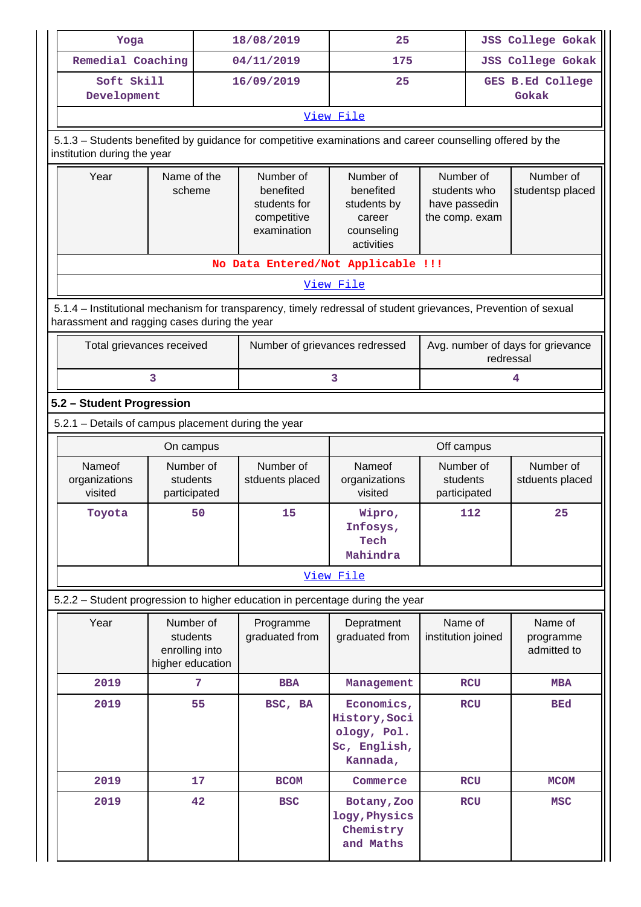| Yoga | 18/08/2019 | 25 | JSS College Gokak |
|---|---|---|---|
| Remedial Coaching | 04/11/2019 | 175 | JSS College Gokak |
| Soft Skill Development | 16/09/2019 | 25 | GES B.Ed College Gokak |

View File

5.1.3 – Students benefited by guidance for competitive examinations and career counselling offered by the institution during the year

| Year | Name of the scheme | Number of benefited students for competitive examination | Number of benefited students by career counseling activities | Number of students who have passedin the comp. exam | Number of studentsp placed |
|---|---|---|---|---|---|
| No Data Entered/Not Applicable !!! | | | | | |

View File

5.1.4 – Institutional mechanism for transparency, timely redressal of student grievances, Prevention of sexual harassment and ragging cases during the year

| Total grievances received | Number of grievances redressed | Avg. number of days for grievance redressal |
|---|---|---|
| 3 | 3 | 4 |

### 5.2 – Student Progression

5.2.1 – Details of campus placement during the year

| On campus | | | Off campus | | |
|---|---|---|---|---|---|
| Nameof organizations visited | Number of students participated | Number of stduents placed | Nameof organizations visited | Number of students participated | Number of stduents placed |
| Toyota | 50 | 15 | Wipro, Infosys, Tech Mahindra | 112 | 25 |

View File

5.2.2 – Student progression to higher education in percentage during the year

| Year | Number of students enrolling into higher education | Programme graduated from | Depratment graduated from | Name of institution joined | Name of programme admitted to |
|---|---|---|---|---|---|
| 2019 | 7 | BBA | Management | RCU | MBA |
| 2019 | 55 | BSC, BA | Economics, History,Sociology, Pol. Sc, English, Kannada, | RCU | BEd |
| 2019 | 17 | BCOM | Commerce | RCU | MCOM |
| 2019 | 42 | BSC | Botany,Zoology,Physics Chemistry and Maths | RCU | MSC |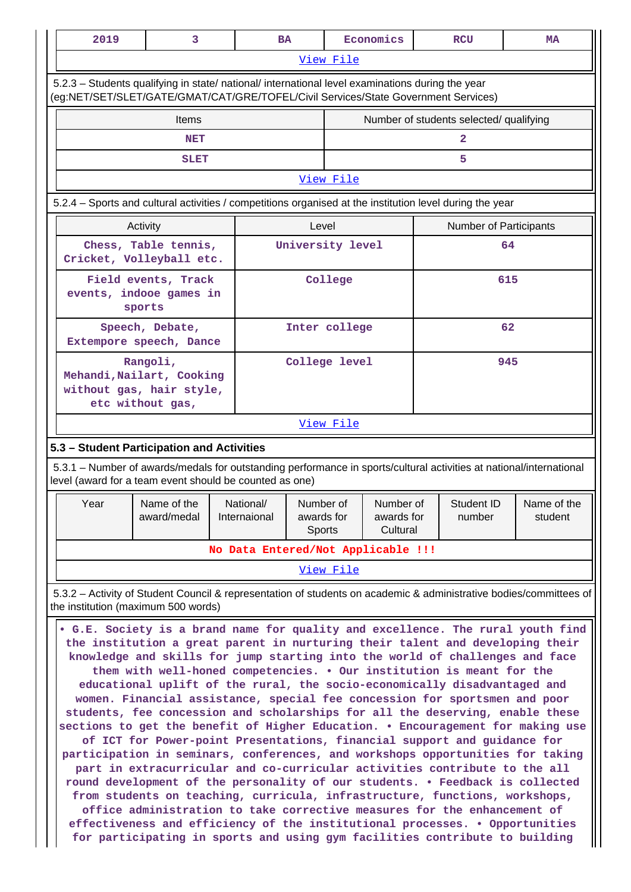| 2019 | 3 | BA | Economics | RCU | MA |
|---|---|---|---|---|---|

View File

5.2.3 – Students qualifying in state/ national/ international level examinations during the year (eg:NET/SET/SLET/GATE/GMAT/CAT/GRE/TOFEL/Civil Services/State Government Services)

| Items | Number of students selected/ qualifying |
|---|---|
| NET | 2 |
| SLET | 5 |

View File

5.2.4 – Sports and cultural activities / competitions organised at the institution level during the year

| Activity | Level | Number of Participants |
|---|---|---|
| Chess, Table tennis, Cricket, Volleyball etc. | University level | 64 |
| Field events, Track events, indooe games in sports | College | 615 |
| Speech, Debate, Extempore speech, Dance | Inter college | 62 |
| Rangoli, Mehandi,Nailart, Cooking without gas, hair style, etc without gas, | College level | 945 |

View File

## 5.3 – Student Participation and Activities

5.3.1 – Number of awards/medals for outstanding performance in sports/cultural activities at national/international level (award for a team event should be counted as one)

| Year | Name of the award/medal | National/ Internaional | Number of awards for Sports | Number of awards for Cultural | Student ID number | Name of the student |
|---|---|---|---|---|---|---|
| No Data Entered/Not Applicable !!! | | | | | | |

View File

5.3.2 – Activity of Student Council & representation of students on academic & administrative bodies/committees of the institution (maximum 500 words)

• G.E. Society is a brand name for quality and excellence. The rural youth find the institution a great parent in nurturing their talent and developing their knowledge and skills for jump starting into the world of challenges and face them with well-honed competencies. • Our institution is meant for the educational uplift of the rural, the socio-economically disadvantaged and women. Financial assistance, special fee concession for sportsmen and poor students, fee concession and scholarships for all the deserving, enable these sections to get the benefit of Higher Education. • Encouragement for making use of ICT for Power-point Presentations, financial support and guidance for participation in seminars, conferences, and workshops opportunities for taking part in extracurricular and co-curricular activities contribute to the all round development of the personality of our students. • Feedback is collected from students on teaching, curricula, infrastructure, functions, workshops, office administration to take corrective measures for the enhancement of effectiveness and efficiency of the institutional processes. • Opportunities for participating in sports and using gym facilities contribute to building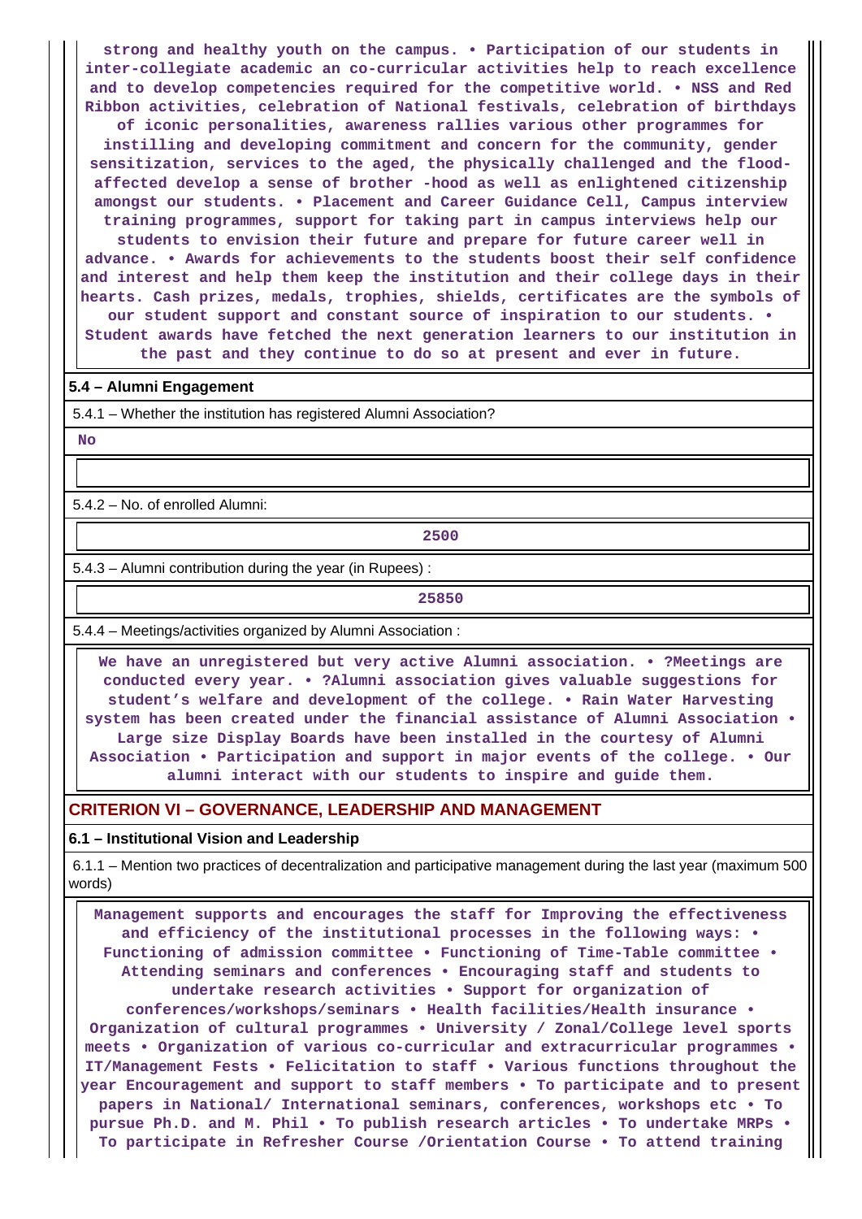strong and healthy youth on the campus. • Participation of our students in inter-collegiate academic an co-curricular activities help to reach excellence and to develop competencies required for the competitive world. • NSS and Red Ribbon activities, celebration of National festivals, celebration of birthdays of iconic personalities, awareness rallies various other programmes for instilling and developing commitment and concern for the community, gender sensitization, services to the aged, the physically challenged and the flood-affected develop a sense of brother -hood as well as enlightened citizenship amongst our students. • Placement and Career Guidance Cell, Campus interview training programmes, support for taking part in campus interviews help our students to envision their future and prepare for future career well in advance. • Awards for achievements to the students boost their self confidence and interest and help them keep the institution and their college days in their hearts. Cash prizes, medals, trophies, shields, certificates are the symbols of our student support and constant source of inspiration to our students. • Student awards have fetched the next generation learners to our institution in the past and they continue to do so at present and ever in future.

### 5.4 – Alumni Engagement

5.4.1 – Whether the institution has registered Alumni Association?

No

5.4.2 – No. of enrolled Alumni:

2500

5.4.3 – Alumni contribution during the year (in Rupees) :

25850

5.4.4 – Meetings/activities organized by Alumni Association :

We have an unregistered but very active Alumni association. • ?Meetings are conducted every year. • ?Alumni association gives valuable suggestions for student's welfare and development of the college. • Rain Water Harvesting system has been created under the financial assistance of Alumni Association • Large size Display Boards have been installed in the courtesy of Alumni Association • Participation and support in major events of the college. • Our alumni interact with our students to inspire and guide them.

## CRITERION VI – GOVERNANCE, LEADERSHIP AND MANAGEMENT

### 6.1 – Institutional Vision and Leadership

6.1.1 – Mention two practices of decentralization and participative management during the last year (maximum 500 words)

Management supports and encourages the staff for Improving the effectiveness and efficiency of the institutional processes in the following ways: • Functioning of admission committee • Functioning of Time-Table committee • Attending seminars and conferences • Encouraging staff and students to undertake research activities • Support for organization of conferences/workshops/seminars • Health facilities/Health insurance • Organization of cultural programmes • University / Zonal/College level sports meets • Organization of various co-curricular and extracurricular programmes • IT/Management Fests • Felicitation to staff • Various functions throughout the year Encouragement and support to staff members • To participate and to present papers in National/ International seminars, conferences, workshops etc • To pursue Ph.D. and M. Phil • To publish research articles • To undertake MRPs • To participate in Refresher Course /Orientation Course • To attend training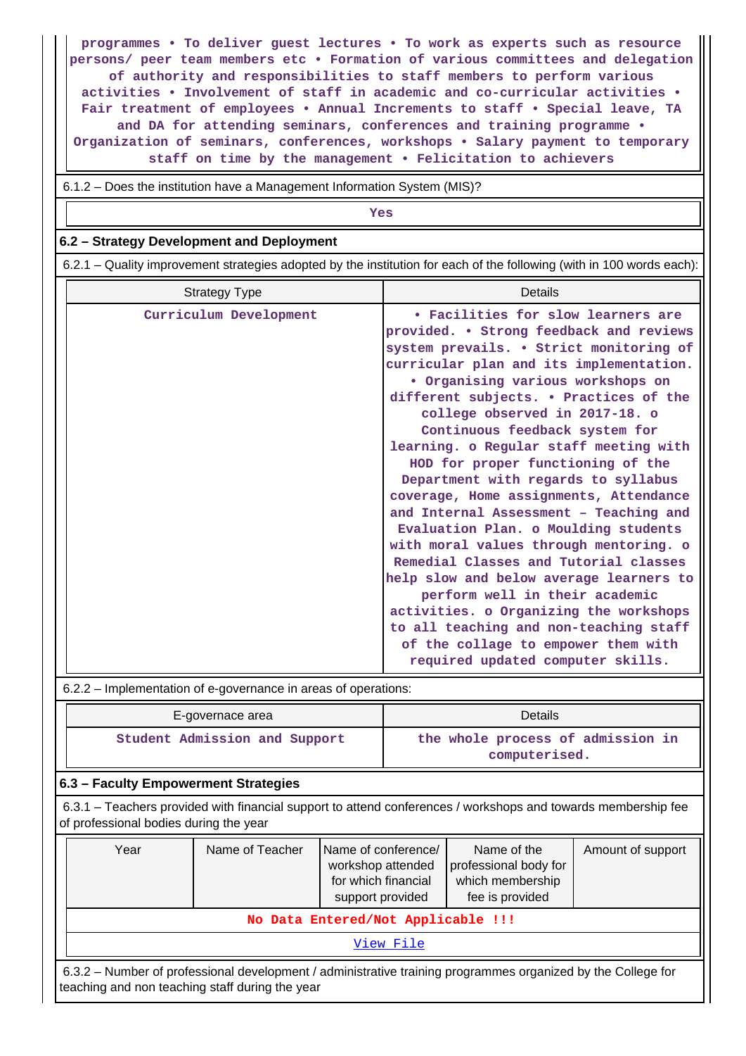programmes • To deliver guest lectures • To work as experts such as resource persons/ peer team members etc • Formation of various committees and delegation of authority and responsibilities to staff members to perform various activities • Involvement of staff in academic and co-curricular activities • Fair treatment of employees • Annual Increments to staff • Special leave, TA and DA for attending seminars, conferences and training programme • Organization of seminars, conferences, workshops • Salary payment to temporary staff on time by the management • Felicitation to achievers

6.1.2 – Does the institution have a Management Information System (MIS)?

Yes

## 6.2 – Strategy Development and Deployment

6.2.1 – Quality improvement strategies adopted by the institution for each of the following (with in 100 words each):

| Strategy Type | Details |
|---|---|
| Curriculum Development | • Facilities for slow learners are provided. • Strong feedback and reviews system prevails. • Strict monitoring of curricular plan and its implementation. • Organising various workshops on different subjects. • Practices of the college observed in 2017-18. o Continuous feedback system for learning. o Regular staff meeting with HOD for proper functioning of the Department with regards to syllabus coverage, Home assignments, Attendance and Internal Assessment – Teaching and Evaluation Plan. o Moulding students with moral values through mentoring. o Remedial Classes and Tutorial classes help slow and below average learners to perform well in their academic activities. o Organizing the workshops to all teaching and non-teaching staff of the collage to empower them with required updated computer skills. |

6.2.2 – Implementation of e-governance in areas of operations:

| E-governace area | Details |
|---|---|
| Student Admission and Support | the whole process of admission in computerised. |

## 6.3 – Faculty Empowerment Strategies

6.3.1 – Teachers provided with financial support to attend conferences / workshops and towards membership fee of professional bodies during the year

| Year | Name of Teacher | Name of conference/ workshop attended for which financial support provided | Name of the professional body for which membership fee is provided | Amount of support |
|---|---|---|---|---|
| No Data Entered/Not Applicable !!! | | | | |

View File

6.3.2 – Number of professional development / administrative training programmes organized by the College for teaching and non teaching staff during the year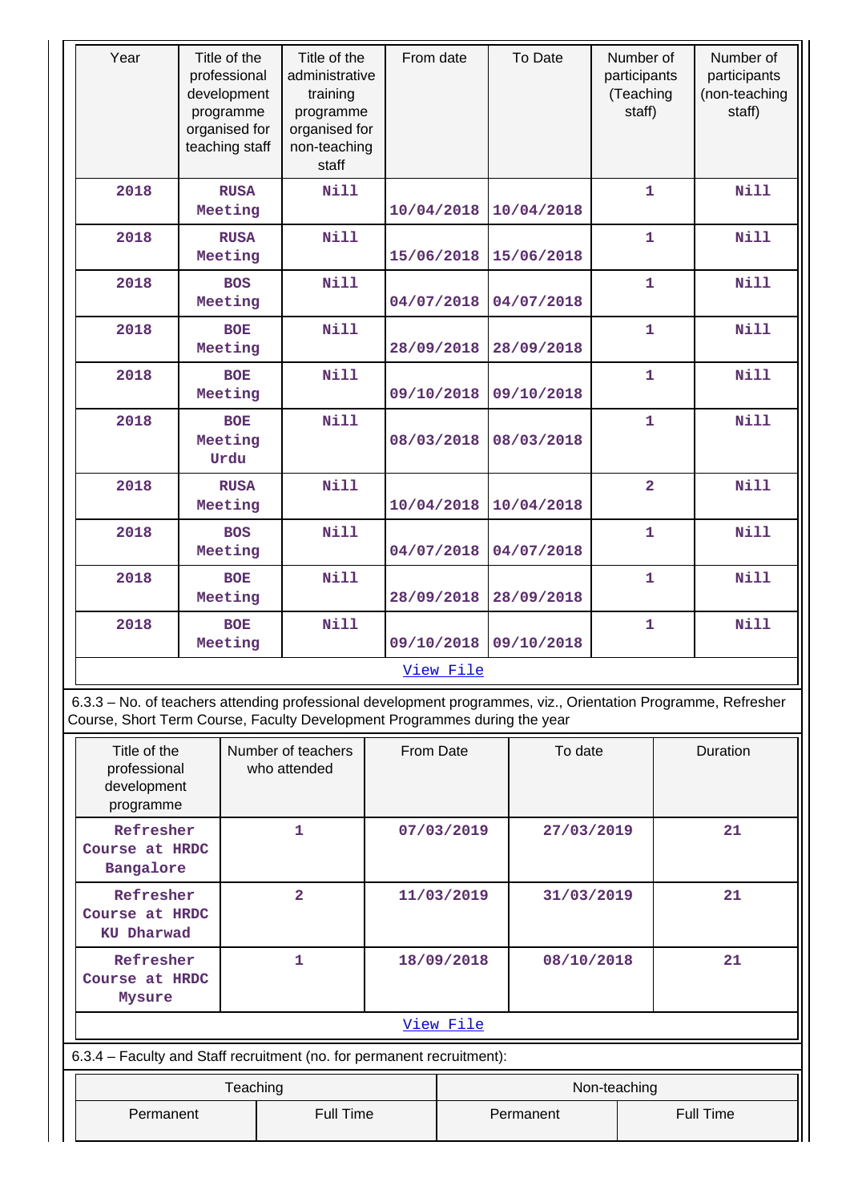| Year | Title of the professional development programme organised for teaching staff | Title of the administrative training programme organised for non-teaching staff | From date | To Date | Number of participants (Teaching staff) | Number of participants (non-teaching staff) |
|---|---|---|---|---|---|---|
| 2018 | RUSA Meeting | Nill | 10/04/2018 | 10/04/2018 | 1 | Nill |
| 2018 | RUSA Meeting | Nill | 15/06/2018 | 15/06/2018 | 1 | Nill |
| 2018 | BOS Meeting | Nill | 04/07/2018 | 04/07/2018 | 1 | Nill |
| 2018 | BOE Meeting | Nill | 28/09/2018 | 28/09/2018 | 1 | Nill |
| 2018 | BOE Meeting | Nill | 09/10/2018 | 09/10/2018 | 1 | Nill |
| 2018 | BOE Meeting Urdu | Nill | 08/03/2018 | 08/03/2018 | 1 | Nill |
| 2018 | RUSA Meeting | Nill | 10/04/2018 | 10/04/2018 | 2 | Nill |
| 2018 | BOS Meeting | Nill | 04/07/2018 | 04/07/2018 | 1 | Nill |
| 2018 | BOE Meeting | Nill | 28/09/2018 | 28/09/2018 | 1 | Nill |
| 2018 | BOE Meeting | Nill | 09/10/2018 | 09/10/2018 | 1 | Nill |

View File

6.3.3 – No. of teachers attending professional development programmes, viz., Orientation Programme, Refresher Course, Short Term Course, Faculty Development Programmes during the year

| Title of the professional development programme | Number of teachers who attended | From Date | To date | Duration |
|---|---|---|---|---|
| Refresher Course at HRDC Bangalore | 1 | 07/03/2019 | 27/03/2019 | 21 |
| Refresher Course at HRDC KU Dharwad | 2 | 11/03/2019 | 31/03/2019 | 21 |
| Refresher Course at HRDC Mysure | 1 | 18/09/2018 | 08/10/2018 | 21 |

View File

6.3.4 – Faculty and Staff recruitment (no. for permanent recruitment):

| Teaching | | Non-teaching | |
|---|---|---|---|
| Permanent | Full Time | Permanent | Full Time |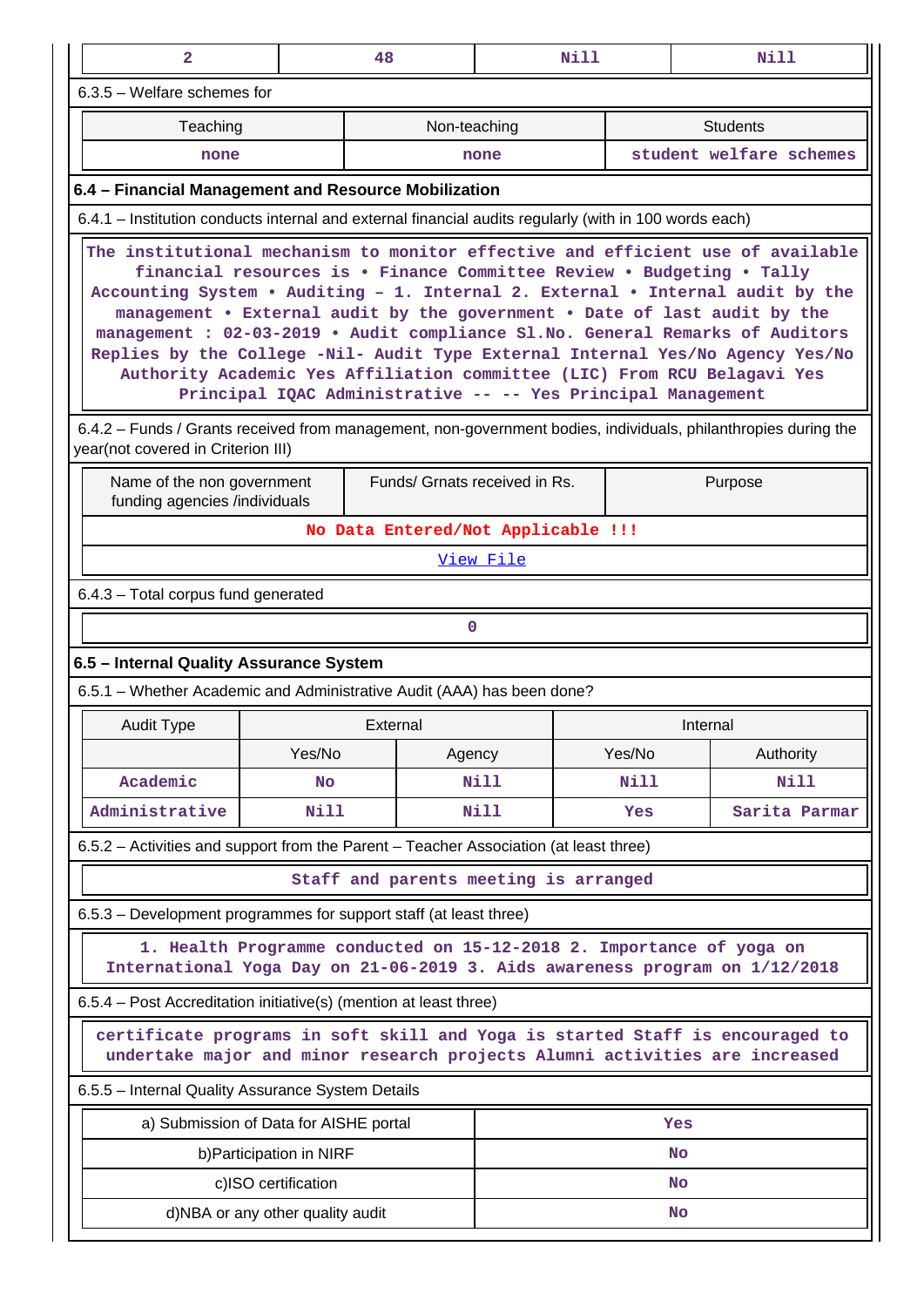| 2 | 48 | Nill | Nill |
|---|---|---|---|

6.3.5 – Welfare schemes for

| Teaching | Non-teaching | Students |
|---|---|---|
| none | none | student welfare schemes |

**6.4 – Financial Management and Resource Mobilization**

6.4.1 – Institution conducts internal and external financial audits regularly (with in 100 words each)

The institutional mechanism to monitor effective and efficient use of available financial resources is • Finance Committee Review • Budgeting • Tally Accounting System • Auditing – 1. Internal 2. External • Internal audit by the management • External audit by the government • Date of last audit by the management : 02-03-2019 • Audit compliance Sl.No. General Remarks of Auditors Replies by the College -Nil- Audit Type External Internal Yes/No Agency Yes/No Authority Academic Yes Affiliation committee (LIC) From RCU Belagavi Yes Principal IQAC Administrative -- -- Yes Principal Management

6.4.2 – Funds / Grants received from management, non-government bodies, individuals, philanthropies during the year(not covered in Criterion III)

| Name of the non government funding agencies /individuals | Funds/ Grnats received in Rs. | Purpose |
|---|---|---|
| No Data Entered/Not Applicable !!! | | |
| View File | | |

6.4.3 – Total corpus fund generated

| 0 |
|---|

**6.5 – Internal Quality Assurance System**

6.5.1 – Whether Academic and Administrative Audit (AAA) has been done?

| Audit Type | External | | Internal | |
|---|---|---|---|---|
| | Yes/No | Agency | Yes/No | Authority |
| Academic | No | Nill | Nill | Nill |
| Administrative | Nill | Nill | Yes | Sarita Parmar |

6.5.2 – Activities and support from the Parent – Teacher Association (at least three)

Staff and parents meeting is arranged

6.5.3 – Development programmes for support staff (at least three)

1. Health Programme conducted on 15-12-2018 2. Importance of yoga on International Yoga Day on 21-06-2019 3. Aids awareness program on 1/12/2018

6.5.4 – Post Accreditation initiative(s) (mention at least three)

certificate programs in soft skill and Yoga is started Staff is encouraged to undertake major and minor research projects Alumni activities are increased

6.5.5 – Internal Quality Assurance System Details

| a) Submission of Data for AISHE portal | Yes |
|---|---|
| b)Participation in NIRF | No |
| c)ISO certification | No |
| d)NBA or any other quality audit | No |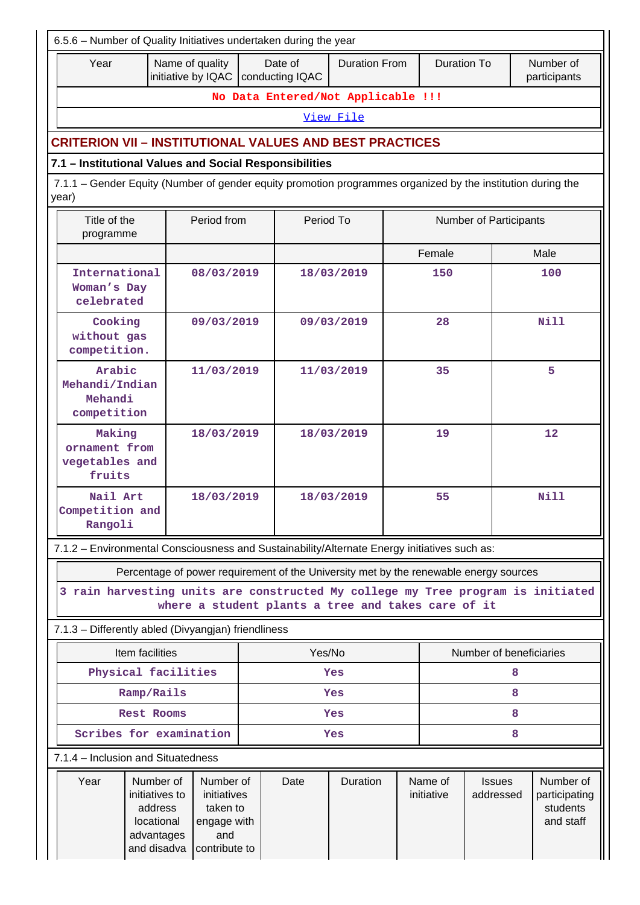6.5.6 – Number of Quality Initiatives undertaken during the year

| Year | Name of quality initiative by IQAC | Date of conducting IQAC | Duration From | Duration To | Number of participants |
|---|---|---|---|---|---|
| No Data Entered/Not Applicable !!! | | | | | |
| View File | | | | | |

## CRITERION VII – INSTITUTIONAL VALUES AND BEST PRACTICES

### 7.1 – Institutional Values and Social Responsibilities

7.1.1 – Gender Equity (Number of gender equity promotion programmes organized by the institution during the year)

| Title of the programme | Period from | Period To | Number of Participants | |
|---|---|---|---|---|
| | | | Female | Male |
| International Woman's Day celebrated | 08/03/2019 | 18/03/2019 | 150 | 100 |
| Cooking without gas competition. | 09/03/2019 | 09/03/2019 | 28 | Nill |
| Arabic Mehandi/Indian Mehandi competition | 11/03/2019 | 11/03/2019 | 35 | 5 |
| Making ornament from vegetables and fruits | 18/03/2019 | 18/03/2019 | 19 | 12 |
| Nail Art Competition and Rangoli | 18/03/2019 | 18/03/2019 | 55 | Nill |

7.1.2 – Environmental Consciousness and Sustainability/Alternate Energy initiatives such as:

| Percentage of power requirement of the University met by the renewable energy sources |
|---|
| 3 rain harvesting units are constructed My college my Tree program is initiated where a student plants a tree and takes care of it |

7.1.3 – Differently abled (Divyangjan) friendliness

| Item facilities | Yes/No | Number of beneficiaries |
|---|---|---|
| Physical facilities | Yes | 8 |
| Ramp/Rails | Yes | 8 |
| Rest Rooms | Yes | 8 |
| Scribes for examination | Yes | 8 |

7.1.4 – Inclusion and Situatedness

| Year | Number of initiatives to address locational advantages and disadva | Number of initiatives taken to engage with and contribute to | Date | Duration | Name of initiative | Issues addressed | Number of participating students and staff |
|---|---|---|---|---|---|---|---|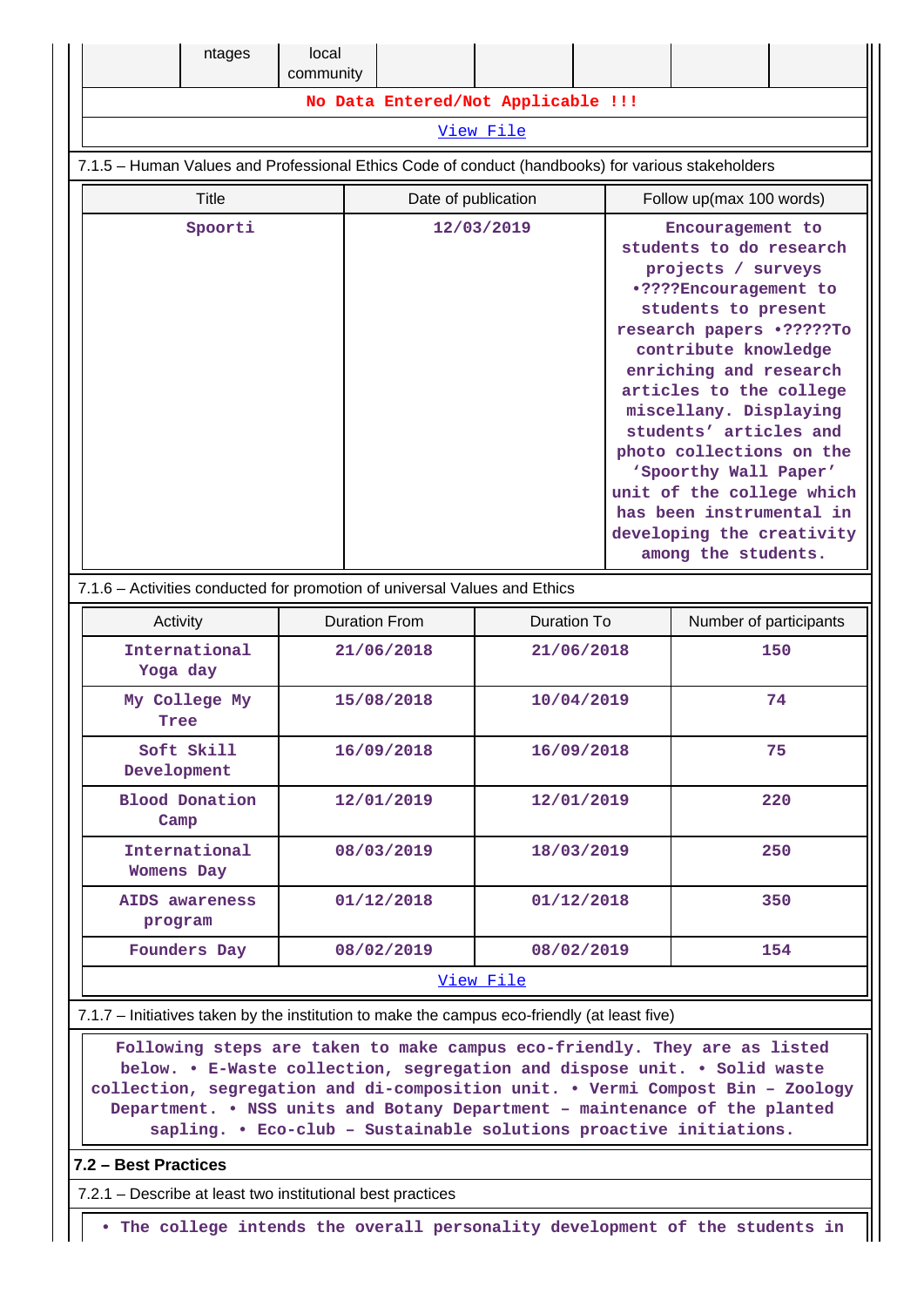|  | ntages | local community |  |  |  |  |  |
|---|---|---|---|---|---|---|---|
| No Data Entered/Not Applicable !!! | | | | | | | |
| View File | | | | | | | |

7.1.5 – Human Values and Professional Ethics Code of conduct (handbooks) for various stakeholders

| Title | Date of publication | Follow up(max 100 words) |
|---|---|---|
| Spoorti | 12/03/2019 | Encouragement to students to do research projects / surveys •????Encouragement to students to present research papers •?????To contribute knowledge enriching and research articles to the college miscellany. Displaying students' articles and photo collections on the 'Spoorthy Wall Paper' unit of the college which has been instrumental in developing the creativity among the students. |

7.1.6 – Activities conducted for promotion of universal Values and Ethics

| Activity | Duration From | Duration To | Number of participants |
|---|---|---|---|
| International Yoga day | 21/06/2018 | 21/06/2018 | 150 |
| My College My Tree | 15/08/2018 | 10/04/2019 | 74 |
| Soft Skill Development | 16/09/2018 | 16/09/2018 | 75 |
| Blood Donation Camp | 12/01/2019 | 12/01/2019 | 220 |
| International Womens Day | 08/03/2019 | 18/03/2019 | 250 |
| AIDS awareness program | 01/12/2018 | 01/12/2018 | 350 |
| Founders Day | 08/02/2019 | 08/02/2019 | 154 |
| View File | | | |

7.1.7 – Initiatives taken by the institution to make the campus eco-friendly (at least five)

Following steps are taken to make campus eco-friendly. They are as listed below. • E-Waste collection, segregation and dispose unit. • Solid waste collection, segregation and di-composition unit. • Vermi Compost Bin – Zoology Department. • NSS units and Botany Department – maintenance of the planted sapling. • Eco-club – Sustainable solutions proactive initiations.

## 7.2 – Best Practices

7.2.1 – Describe at least two institutional best practices

• The college intends the overall personality development of the students in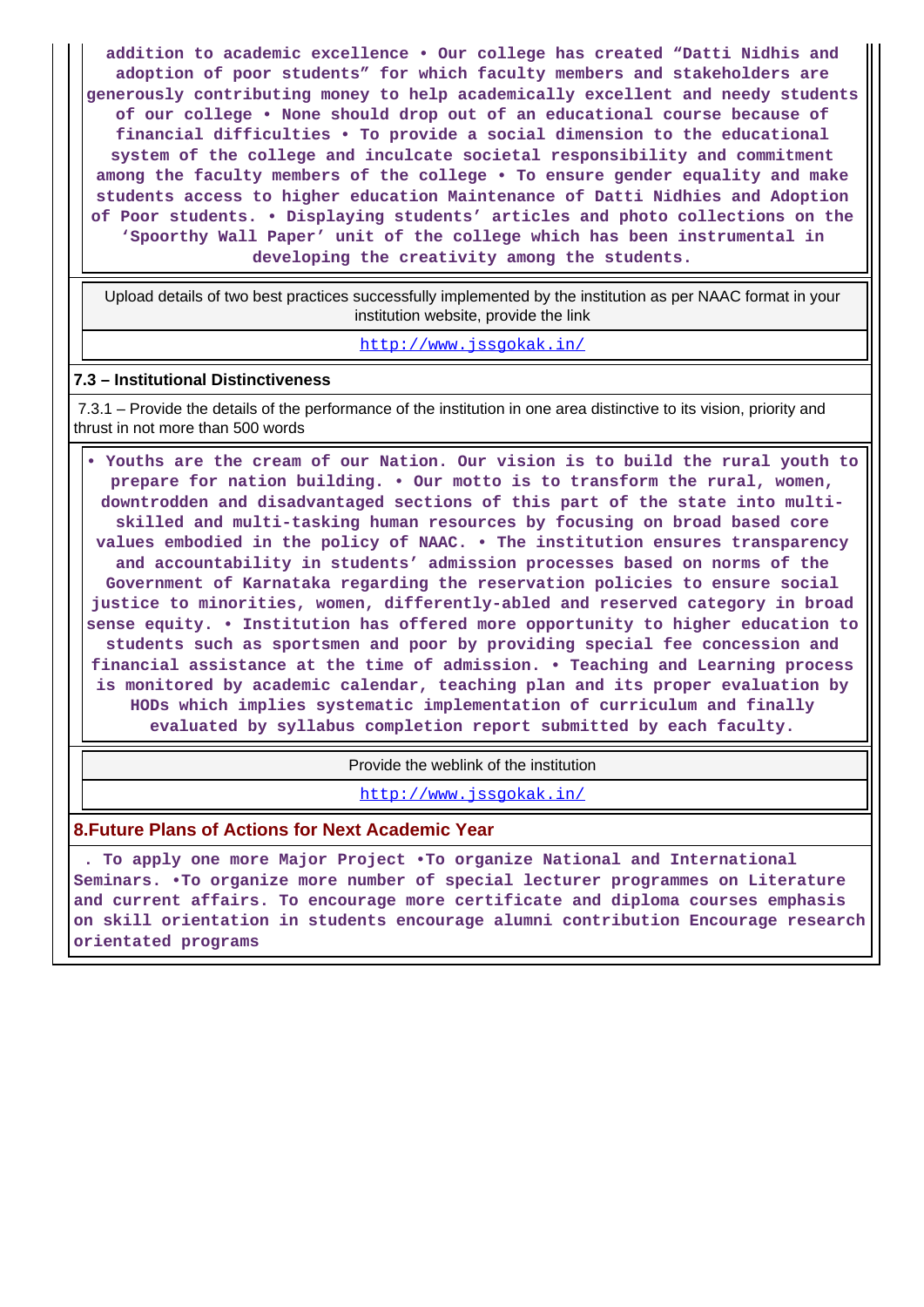addition to academic excellence • Our college has created "Datti Nidhis and adoption of poor students" for which faculty members and stakeholders are generously contributing money to help academically excellent and needy students of our college • None should drop out of an educational course because of financial difficulties • To provide a social dimension to the educational system of the college and inculcate societal responsibility and commitment among the faculty members of the college • To ensure gender equality and make students access to higher education Maintenance of Datti Nidhies and Adoption of Poor students. • Displaying students' articles and photo collections on the 'Spoorthy Wall Paper' unit of the college which has been instrumental in developing the creativity among the students.

| Upload details of two best practices successfully implemented by the institution as per NAAC format in your institution website, provide the link |
|---|
| http://www.jssgokak.in/ |

**7.3 – Institutional Distinctiveness**

7.3.1 – Provide the details of the performance of the institution in one area distinctive to its vision, priority and thrust in not more than 500 words

• Youths are the cream of our Nation. Our vision is to build the rural youth to prepare for nation building. • Our motto is to transform the rural, women, downtrodden and disadvantaged sections of this part of the state into multi-skilled and multi-tasking human resources by focusing on broad based core values embodied in the policy of NAAC. • The institution ensures transparency and accountability in students' admission processes based on norms of the Government of Karnataka regarding the reservation policies to ensure social justice to minorities, women, differently-abled and reserved category in broad sense equity. • Institution has offered more opportunity to higher education to students such as sportsmen and poor by providing special fee concession and financial assistance at the time of admission. • Teaching and Learning process is monitored by academic calendar, teaching plan and its proper evaluation by HODs which implies systematic implementation of curriculum and finally evaluated by syllabus completion report submitted by each faculty.

| Provide the weblink of the institution |
|---|
| http://www.jssgokak.in/ |

## 8.Future Plans of Actions for Next Academic Year

. To apply one more Major Project •To organize National and International Seminars. •To organize more number of special lecturer programmes on Literature and current affairs. To encourage more certificate and diploma courses emphasis on skill orientation in students encourage alumni contribution Encourage research orientated programs